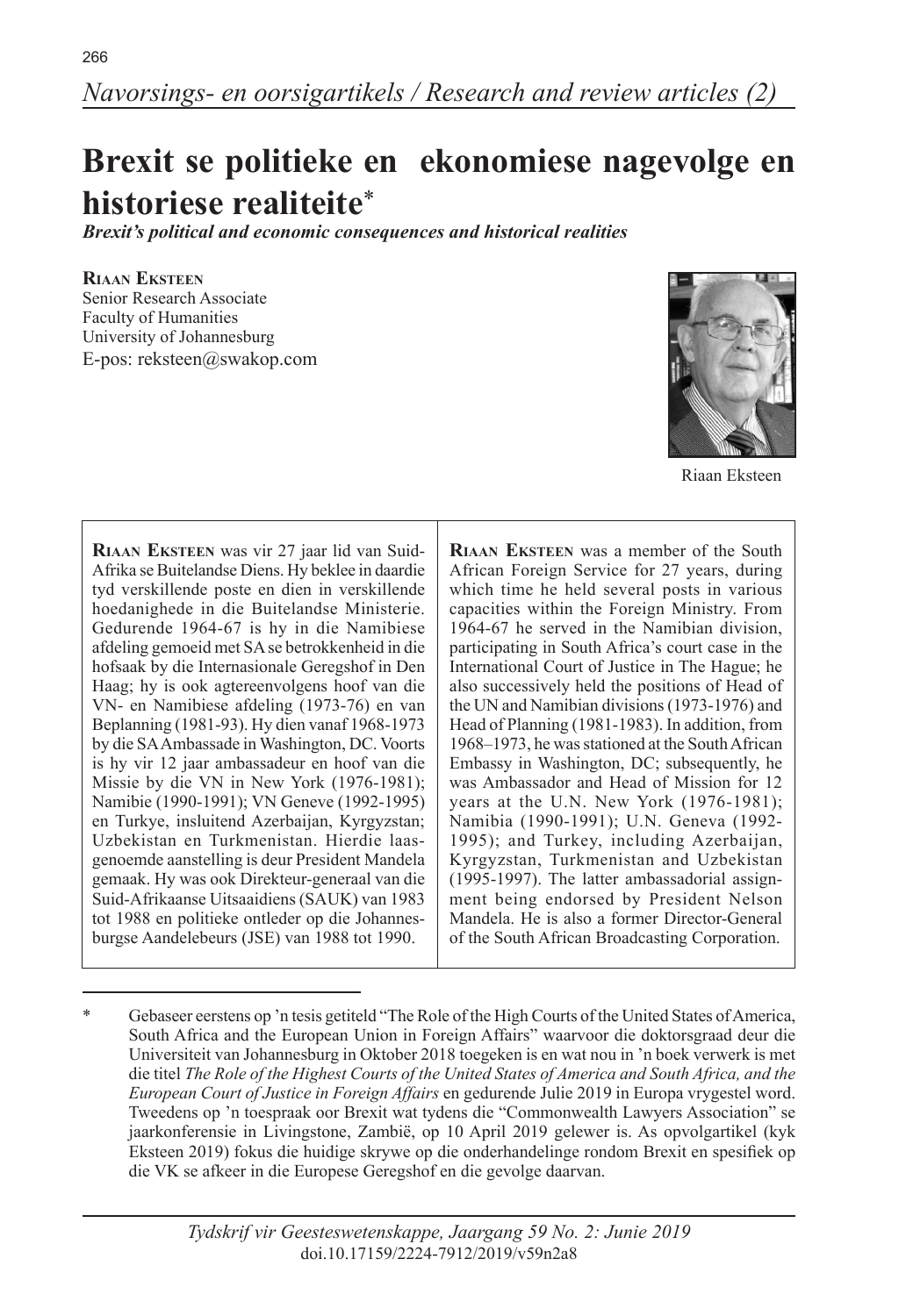*Navorsings- en oorsigartikels / Research and review articles (2)*

# Brexit se politieke en ekonomiese nagevolge en historiese realiteite*

***Brexit's political and economic consequences and historical realities***

**Riaan Eksteen**
Senior Research Associate
Faculty of Humanities
University of Johannesburg
E-pos: reksteen@swakop.com

Riaan Eksteen

**Riaan Eksteen** was vir 27 jaar lid van Suid-Afrika se Buitelandse Diens. Hy beklee in daardie tyd verskillende poste en dien in verskillende hoedanighede in die Buitelandse Ministerie. Gedurende 1964-67 is hy in die Namibiese afdeling gemoeid met SA se betrokkenheid in die hofsaak by die Internasionale Geregshof in Den Haag; hy is ook agtereenvolgens hoof van die VN- en Namibiese afdeling (1973-76) en van Beplanning (1981-93). Hy dien vanaf 1968-1973 by die SA Ambassade in Washington, DC. Voorts is hy vir 12 jaar ambassadeur en hoof van die Missie by die VN in New York (1976-1981); Namibie (1990-1991); VN Geneve (1992-1995) en Turkye, insluitend Azerbaijan, Kyrgyzstan; Uzbekistan en Turkmenistan. Hierdie laasgenoemde aanstelling is deur President Mandela gemaak. Hy was ook Direkteur-generaal van die Suid-Afrikaanse Uitsaaidiens (SAUK) van 1983 tot 1988 en politieke ontleder op die Johannesburgse Aandelebeurs (JSE) van 1988 tot 1990.

**Riaan Eksteen** was a member of the South African Foreign Service for 27 years, during which time he held several posts in various capacities within the Foreign Ministry. From 1964-67 he served in the Namibian division, participating in South Africa's court case in the International Court of Justice in The Hague; he also successively held the positions of Head of the UN and Namibian divisions (1973-1976) and Head of Planning (1981-1983). In addition, from 1968–1973, he was stationed at the South African Embassy in Washington, DC; subsequently, he was Ambassador and Head of Mission for 12 years at the U.N. New York (1976-1981); Namibia (1990-1991); U.N. Geneva (1992-1995); and Turkey, including Azerbaijan, Kyrgyzstan, Turkmenistan and Uzbekistan (1995-1997). The latter ambassadorial assignment being endorsed by President Nelson Mandela. He is also a former Director-General of the South African Broadcasting Corporation.

---

\* Gebaseer eerstens op 'n tesis getiteld "The Role of the High Courts of the United States of America, South Africa and the European Union in Foreign Affairs" waarvoor die doktorsgraad deur die Universiteit van Johannesburg in Oktober 2018 toegeken is en wat nou in 'n boek verwerk is met die titel *The Role of the Highest Courts of the United States of America and South Africa, and the European Court of Justice in Foreign Affairs* en gedurende Julie 2019 in Europa vrygestel word. Tweedens op 'n toespraak oor Brexit wat tydens die "Commonwealth Lawyers Association" se jaarkonferensie in Livingstone, Zambië, op 10 April 2019 gelewer is. As opvolgartikel (kyk Eksteen 2019) fokus die huidige skrywe op die onderhandelinge rondom Brexit en spesifiek op die VK se afkeer in die Europese Geregshof en die gevolge daarvan.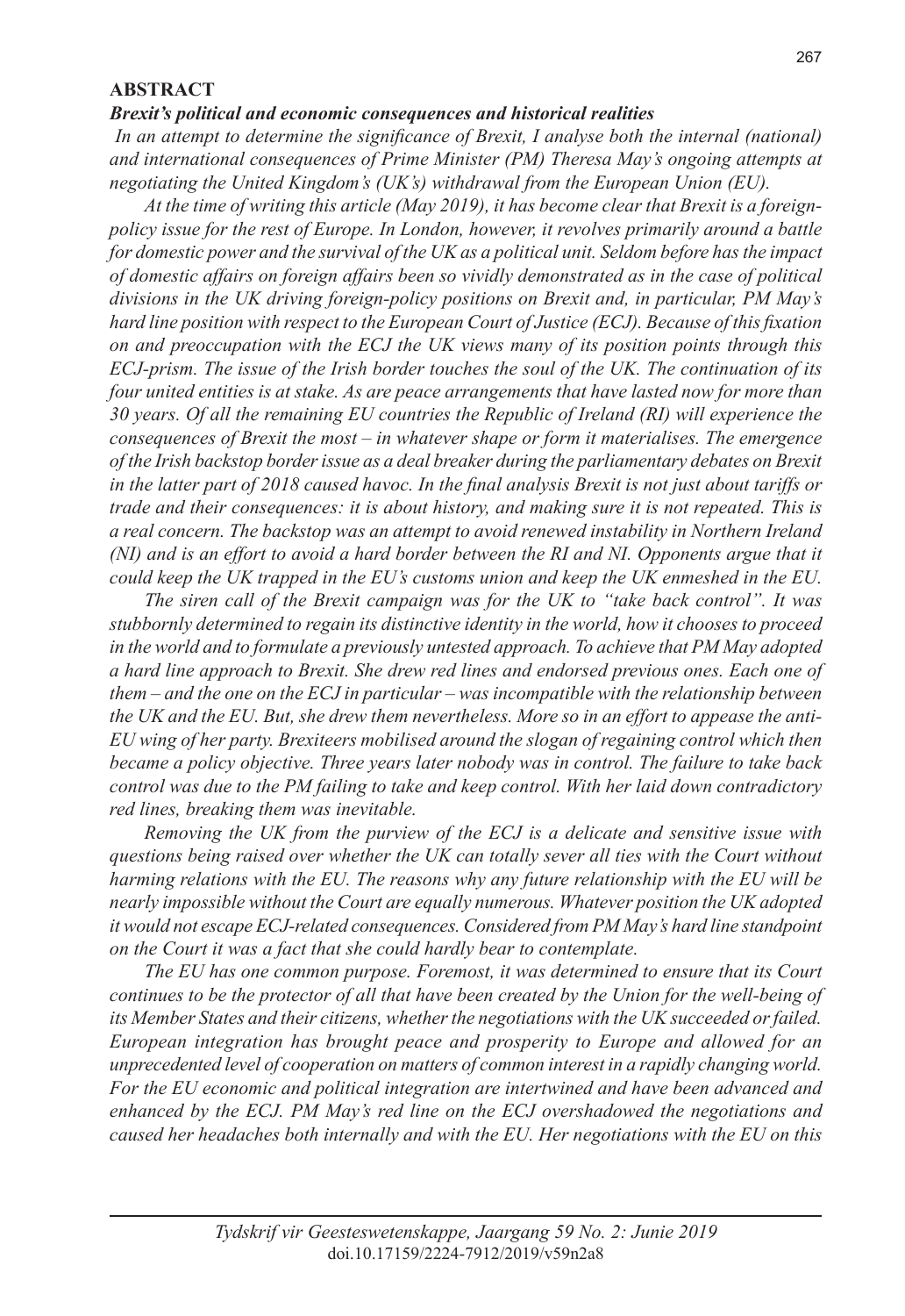## ABSTRACT

### *Brexit's political and economic consequences and historical realities*

*In an attempt to determine the significance of Brexit, I analyse both the internal (national) and international consequences of Prime Minister (PM) Theresa May's ongoing attempts at negotiating the United Kingdom's (UK's) withdrawal from the European Union (EU).*

*At the time of writing this article (May 2019), it has become clear that Brexit is a foreign-policy issue for the rest of Europe. In London, however, it revolves primarily around a battle for domestic power and the survival of the UK as a political unit. Seldom before has the impact of domestic affairs on foreign affairs been so vividly demonstrated as in the case of political divisions in the UK driving foreign-policy positions on Brexit and, in particular, PM May's hard line position with respect to the European Court of Justice (ECJ). Because of this fixation on and preoccupation with the ECJ the UK views many of its position points through this ECJ-prism. The issue of the Irish border touches the soul of the UK. The continuation of its four united entities is at stake. As are peace arrangements that have lasted now for more than 30 years. Of all the remaining EU countries the Republic of Ireland (RI) will experience the consequences of Brexit the most – in whatever shape or form it materialises. The emergence of the Irish backstop border issue as a deal breaker during the parliamentary debates on Brexit in the latter part of 2018 caused havoc. In the final analysis Brexit is not just about tariffs or trade and their consequences: it is about history, and making sure it is not repeated. This is a real concern. The backstop was an attempt to avoid renewed instability in Northern Ireland (NI) and is an effort to avoid a hard border between the RI and NI. Opponents argue that it could keep the UK trapped in the EU's customs union and keep the UK enmeshed in the EU.*

*The siren call of the Brexit campaign was for the UK to "take back control". It was stubbornly determined to regain its distinctive identity in the world, how it chooses to proceed in the world and to formulate a previously untested approach. To achieve that PM May adopted a hard line approach to Brexit. She drew red lines and endorsed previous ones. Each one of them – and the one on the ECJ in particular – was incompatible with the relationship between the UK and the EU. But, she drew them nevertheless. More so in an effort to appease the anti-EU wing of her party. Brexiteers mobilised around the slogan of regaining control which then became a policy objective. Three years later nobody was in control. The failure to take back control was due to the PM failing to take and keep control. With her laid down contradictory red lines, breaking them was inevitable.*

*Removing the UK from the purview of the ECJ is a delicate and sensitive issue with questions being raised over whether the UK can totally sever all ties with the Court without harming relations with the EU. The reasons why any future relationship with the EU will be nearly impossible without the Court are equally numerous. Whatever position the UK adopted it would not escape ECJ-related consequences. Considered from PM May's hard line standpoint on the Court it was a fact that she could hardly bear to contemplate.*

*The EU has one common purpose. Foremost, it was determined to ensure that its Court continues to be the protector of all that have been created by the Union for the well-being of its Member States and their citizens, whether the negotiations with the UK succeeded or failed. European integration has brought peace and prosperity to Europe and allowed for an unprecedented level of cooperation on matters of common interest in a rapidly changing world. For the EU economic and political integration are intertwined and have been advanced and enhanced by the ECJ. PM May's red line on the ECJ overshadowed the negotiations and caused her headaches both internally and with the EU. Her negotiations with the EU on this*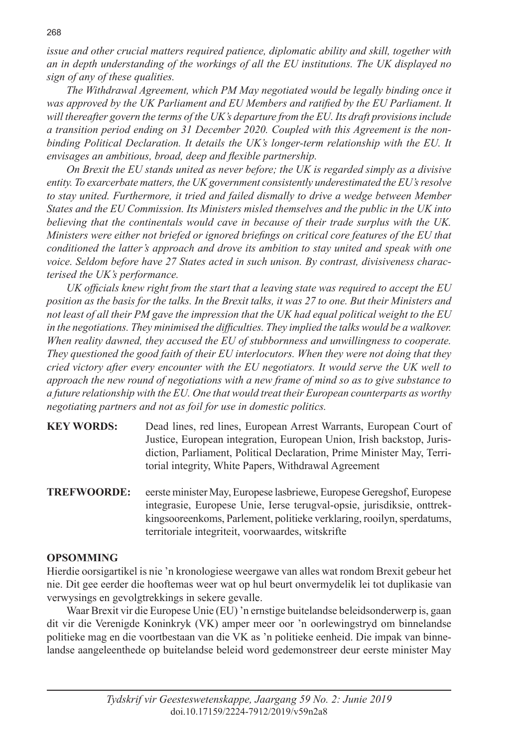*issue and other crucial matters required patience, diplomatic ability and skill, together with an in depth understanding of the workings of all the EU institutions. The UK displayed no sign of any of these qualities.*

*The Withdrawal Agreement, which PM May negotiated would be legally binding once it was approved by the UK Parliament and EU Members and ratified by the EU Parliament. It will thereafter govern the terms of the UK's departure from the EU. Its draft provisions include a transition period ending on 31 December 2020. Coupled with this Agreement is the non-binding Political Declaration. It details the UK's longer-term relationship with the EU. It envisages an ambitious, broad, deep and flexible partnership.*

*On Brexit the EU stands united as never before; the UK is regarded simply as a divisive entity. To exarcerbate matters, the UK government consistently underestimated the EU's resolve to stay united. Furthermore, it tried and failed dismally to drive a wedge between Member States and the EU Commission. Its Ministers misled themselves and the public in the UK into believing that the continentals would cave in because of their trade surplus with the UK. Ministers were either not briefed or ignored briefings on critical core features of the EU that conditioned the latter's approach and drove its ambition to stay united and speak with one voice. Seldom before have 27 States acted in such unison. By contrast, divisiveness characterised the UK's performance.*

*UK officials knew right from the start that a leaving state was required to accept the EU position as the basis for the talks. In the Brexit talks, it was 27 to one. But their Ministers and not least of all their PM gave the impression that the UK had equal political weight to the EU in the negotiations. They minimised the difficulties. They implied the talks would be a walkover. When reality dawned, they accused the EU of stubbornness and unwillingness to cooperate. They questioned the good faith of their EU interlocutors. When they were not doing that they cried victory after every encounter with the EU negotiators. It would serve the UK well to approach the new round of negotiations with a new frame of mind so as to give substance to a future relationship with the EU. One that would treat their European counterparts as worthy negotiating partners and not as foil for use in domestic politics.*

**KEY WORDS:** Dead lines, red lines, European Arrest Warrants, European Court of Justice, European integration, European Union, Irish backstop, Jurisdiction, Parliament, Political Declaration, Prime Minister May, Territorial integrity, White Papers, Withdrawal Agreement

**TREFWOORDE:** eerste minister May, Europese lasbriewe, Europese Geregshof, Europese integrasie, Europese Unie, Ierse terugval-opsie, jurisdiksie, onttrekkingsooreenkoms, Parlement, politieke verklaring, rooilyn, sperdatums, territoriale integriteit, voorwaardes, witskrifte

## OPSOMMING

Hierdie oorsigartikel is nie 'n kronologiese weergawe van alles wat rondom Brexit gebeur het nie. Dit gee eerder die hooftemas weer wat op hul beurt onvermydelik lei tot duplikasie van verwysings en gevolgtrekkings in sekere gevalle.

Waar Brexit vir die Europese Unie (EU) 'n ernstige buitelandse beleidsonderwerp is, gaan dit vir die Verenigde Koninkryk (VK) amper meer oor 'n oorlewingstryd om binnelandse politieke mag en die voortbestaan van die VK as 'n politieke eenheid. Die impak van binnelandse aangeleenthede op buitelandse beleid word gedemonstreer deur eerste minister May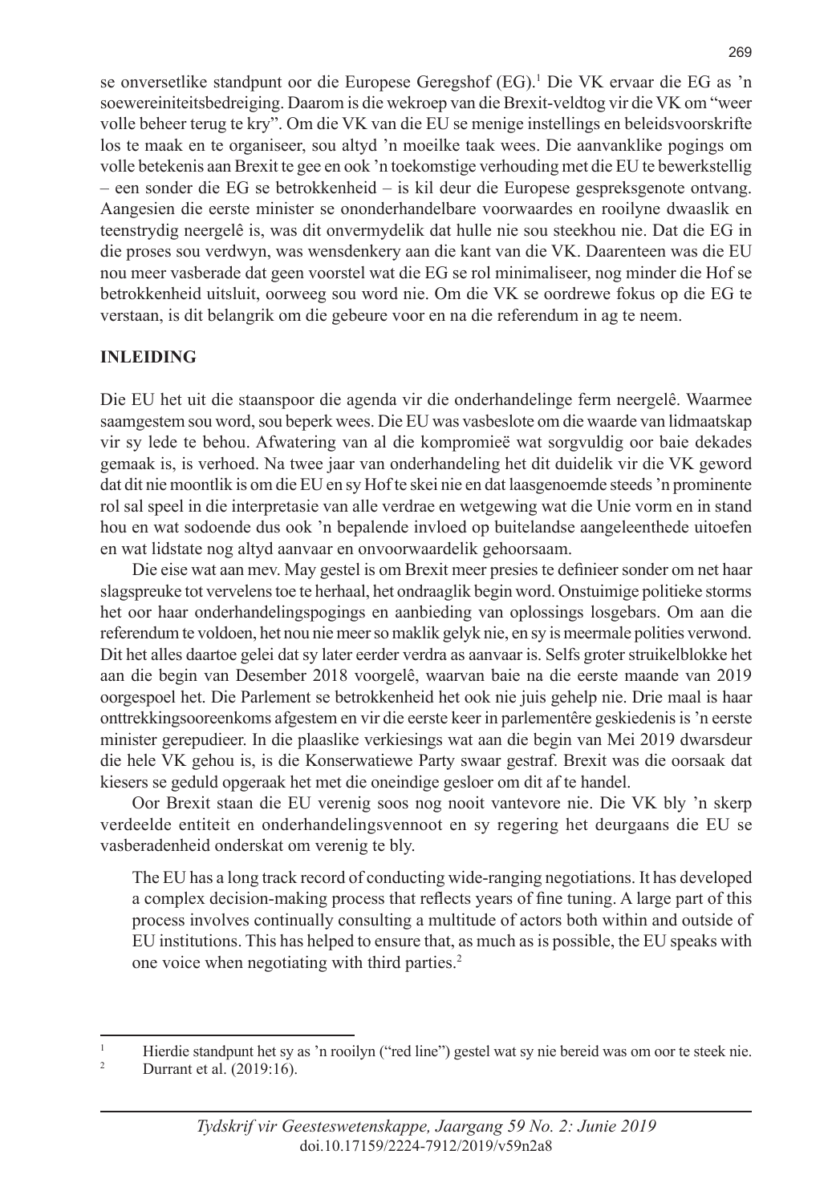se onversetlike standpunt oor die Europese Geregshof (EG).[1] Die VK ervaar die EG as 'n soewereiniteitsbedreiging. Daarom is die wekroep van die Brexit-veldtog vir die VK om "weer volle beheer terug te kry". Om die VK van die EU se menige instellings en beleidsvoorskrifte los te maak en te organiseer, sou altyd 'n moeilke taak wees. Die aanvanklike pogings om volle betekenis aan Brexit te gee en ook 'n toekomstige verhouding met die EU te bewerkstellig – een sonder die EG se betrokkenheid – is kil deur die Europese gespreksgenote ontvang. Aangesien die eerste minister se ononderhandelbare voorwaardes en rooilyne dwaaslik en teenstrydig neergelê is, was dit onvermydelik dat hulle nie sou steekhou nie. Dat die EG in die proses sou verdwyn, was wensdenkery aan die kant van die VK. Daarenteen was die EU nou meer vasberade dat geen voorstel wat die EG se rol minimaliseer, nog minder die Hof se betrokkenheid uitsluit, oorweeg sou word nie. Om die VK se oordrewe fokus op die EG te verstaan, is dit belangrik om die gebeure voor en na die referendum in ag te neem.

## INLEIDING

Die EU het uit die staanspoor die agenda vir die onderhandelinge ferm neergelê. Waarmee saamgestem sou word, sou beperk wees. Die EU was vasbeslote om die waarde van lidmaatskap vir sy lede te behou. Afwatering van al die kompromieë wat sorgvuldig oor baie dekades gemaak is, is verhoed. Na twee jaar van onderhandeling het dit duidelik vir die VK geword dat dit nie moontlik is om die EU en sy Hof te skei nie en dat laasgenoemde steeds 'n prominente rol sal speel in die interpretasie van alle verdrae en wetgewing wat die Unie vorm en in stand hou en wat sodoende dus ook 'n bepalende invloed op buitelandse aangeleenthede uitoefen en wat lidstate nog altyd aanvaar en onvoorwaardelik gehoorsaam.

Die eise wat aan mev. May gestel is om Brexit meer presies te definieer sonder om net haar slagspreuke tot vervelens toe te herhaal, het ondraaglik begin word. Onstuimige politieke storms het oor haar onderhandelingspogings en aanbieding van oplossings losgebars. Om aan die referendum te voldoen, het nou nie meer so maklik gelyk nie, en sy is meermale polities verwond. Dit het alles daartoe gelei dat sy later eerder verdra as aanvaar is. Selfs groter struikelblokke het aan die begin van Desember 2018 voorgelê, waarvan baie na die eerste maande van 2019 oorgespoel het. Die Parlement se betrokkenheid het ook nie juis gehelp nie. Drie maal is haar onttrekkingsooreenkoms afgestem en vir die eerste keer in parlementêre geskiedenis is 'n eerste minister gerepudieer. In die plaaslike verkiesings wat aan die begin van Mei 2019 dwarsdeur die hele VK gehou is, is die Konserwatiewe Party swaar gestraf. Brexit was die oorsaak dat kiesers se geduld opgeraak het met die oneindige gesloer om dit af te handel.

Oor Brexit staan die EU verenig soos nog nooit vantevore nie. Die VK bly 'n skerp verdeelde entiteit en onderhandelingsvennoot en sy regering het deurgaans die EU se vasberadenheid onderskat om verenig te bly.

> The EU has a long track record of conducting wide-ranging negotiations. It has developed a complex decision-making process that reflects years of fine tuning. A large part of this process involves continually consulting a multitude of actors both within and outside of EU institutions. This has helped to ensure that, as much as is possible, the EU speaks with one voice when negotiating with third parties.[2]

---

[1] Hierdie standpunt het sy as 'n rooilyn ("red line") gestel wat sy nie bereid was om oor te steek nie.

[2] Durrant et al. (2019:16).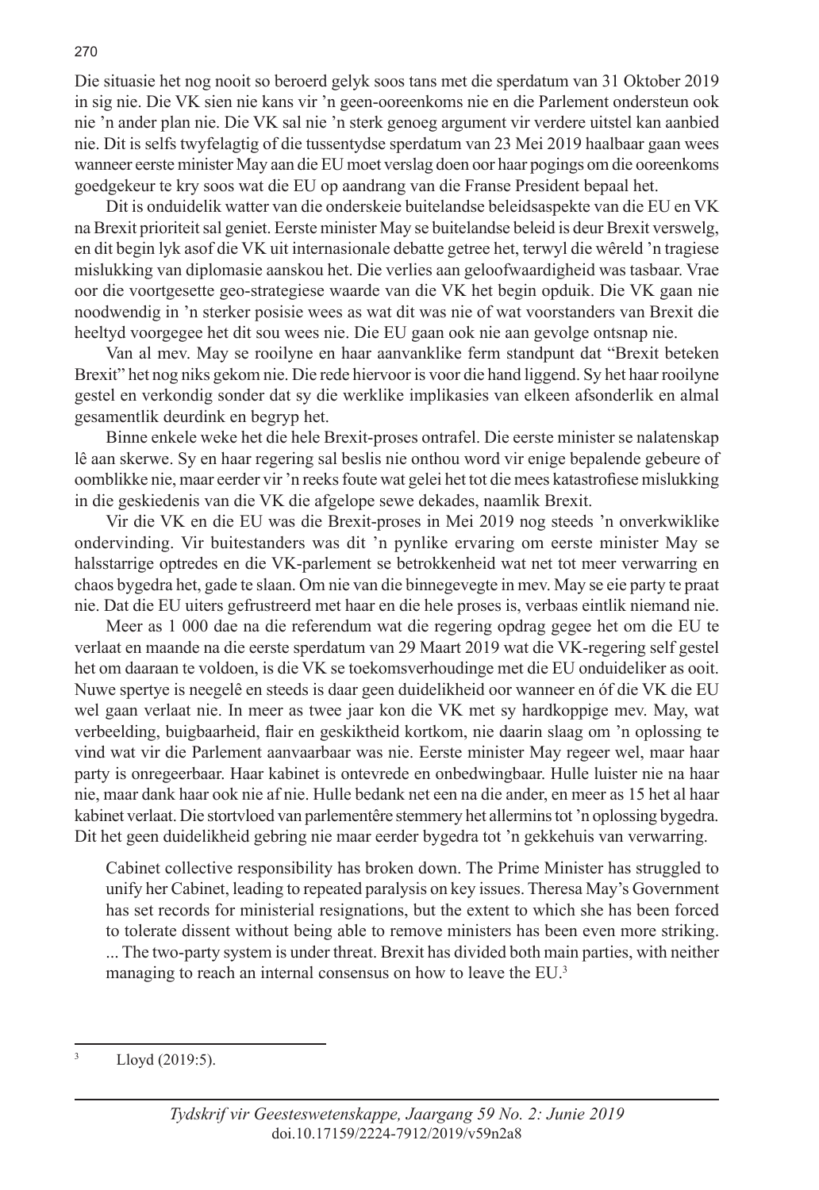Die situasie het nog nooit so beroerd gelyk soos tans met die sperdatum van 31 Oktober 2019 in sig nie. Die VK sien nie kans vir 'n geen-ooreenkoms nie en die Parlement ondersteun ook nie 'n ander plan nie. Die VK sal nie 'n sterk genoeg argument vir verdere uitstel kan aanbied nie. Dit is selfs twyfelagtig of die tussentydse sperdatum van 23 Mei 2019 haalbaar gaan wees wanneer eerste minister May aan die EU moet verslag doen oor haar pogings om die ooreenkoms goedgekeur te kry soos wat die EU op aandrang van die Franse President bepaal het.

Dit is onduidelik watter van die onderskeie buitelandse beleidsaspekte van die EU en VK na Brexit prioriteit sal geniet. Eerste minister May se buitelandse beleid is deur Brexit verswelg, en dit begin lyk asof die VK uit internasionale debatte getree het, terwyl die wêreld 'n tragiese mislukking van diplomasie aanskou het. Die verlies aan geloofwaardigheid was tasbaar. Vrae oor die voortgesette geo-strategiese waarde van die VK het begin opduik. Die VK gaan nie noodwendig in 'n sterker posisie wees as wat dit was nie of wat voorstanders van Brexit die heeltyd voorgegee het dit sou wees nie. Die EU gaan ook nie aan gevolge ontsnap nie.

Van al mev. May se rooilyne en haar aanvanklike ferm standpunt dat "Brexit beteken Brexit" het nog niks gekom nie. Die rede hiervoor is voor die hand liggend. Sy het haar rooilyne gestel en verkondig sonder dat sy die werklike implikasies van elkeen afsonderlik en almal gesamentlik deurdink en begryp het.

Binne enkele weke het die hele Brexit-proses ontrafel. Die eerste minister se nalatenskap lê aan skerwe. Sy en haar regering sal beslis nie onthou word vir enige bepalende gebeure of oomblikke nie, maar eerder vir 'n reeks foute wat gelei het tot die mees katastrofiese mislukking in die geskiedenis van die VK die afgelope sewe dekades, naamlik Brexit.

Vir die VK en die EU was die Brexit-proses in Mei 2019 nog steeds 'n onverkwiklike ondervinding. Vir buitestanders was dit 'n pynlike ervaring om eerste minister May se halsstarrige optredes en die VK-parlement se betrokkenheid wat net tot meer verwarring en chaos bygedra het, gade te slaan. Om nie van die binnegevegte in mev. May se eie party te praat nie. Dat die EU uiters gefrustreerd met haar en die hele proses is, verbaas eintlik niemand nie.

Meer as 1 000 dae na die referendum wat die regering opdrag gegee het om die EU te verlaat en maande na die eerste sperdatum van 29 Maart 2019 wat die VK-regering self gestel het om daaraan te voldoen, is die VK se toekomsverhoudinge met die EU onduideliker as ooit. Nuwe spertye is neegelê en steeds is daar geen duidelikheid oor wanneer en óf die VK die EU wel gaan verlaat nie. In meer as twee jaar kon die VK met sy hardkoppige mev. May, wat verbeelding, buigbaarheid, flair en geskiktheid kortkom, nie daarin slaag om 'n oplossing te vind wat vir die Parlement aanvaarbaar was nie. Eerste minister May regeer wel, maar haar party is onregeerbaar. Haar kabinet is ontevrede en onbedwingbaar. Hulle luister nie na haar nie, maar dank haar ook nie af nie. Hulle bedank net een na die ander, en meer as 15 het al haar kabinet verlaat. Die stortvloed van parlementêre stemmery het allermins tot 'n oplossing bygedra. Dit het geen duidelikheid gebring nie maar eerder bygedra tot 'n gekkehuis van verwarring.

> Cabinet collective responsibility has broken down. The Prime Minister has struggled to unify her Cabinet, leading to repeated paralysis on key issues. Theresa May's Government has set records for ministerial resignations, but the extent to which she has been forced to tolerate dissent without being able to remove ministers has been even more striking. ... The two-party system is under threat. Brexit has divided both main parties, with neither managing to reach an internal consensus on how to leave the EU.[3]

---

[3] Lloyd (2019:5).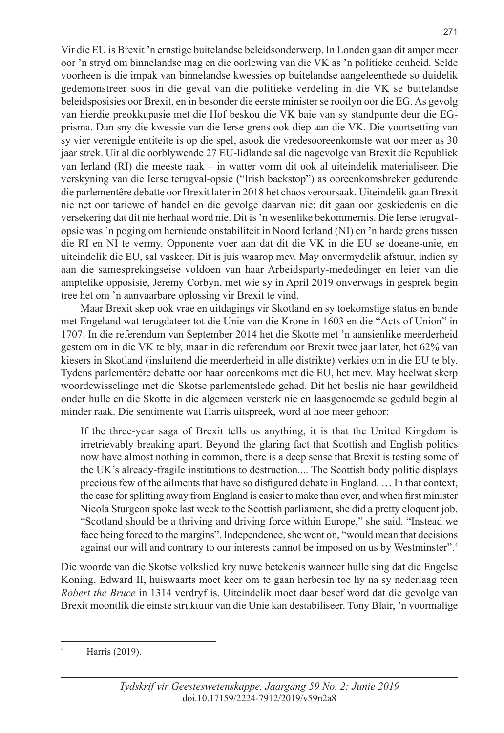Vir die EU is Brexit ’n ernstige buitelandse beleidsonderwerp. In Londen gaan dit amper meer oor ’n stryd om binnelandse mag en die oorlewing van die VK as ’n politieke eenheid. Selde voorheen is die impak van binnelandse kwessies op buitelandse aangeleenthede so duidelik gedemonstreer soos in die geval van die politieke verdeling in die VK se buitelandse beleidsposisies oor Brexit, en in besonder die eerste minister se rooilyn oor die EG. As gevolg van hierdie preokkupasie met die Hof beskou die VK baie van sy standpunte deur die EG-prisma. Dan sny die kwessie van die Ierse grens ook diep aan die VK. Die voortsetting van sy vier verenigde entiteite is op die spel, asook die vredesooreenkomste wat oor meer as 30 jaar strek. Uit al die oorblywende 27 EU-lidlande sal die nagevolge van Brexit die Republiek van Ierland (RI) die meeste raak – in watter vorm dit ook al uiteindelik materialiseer. Die verskyning van die Ierse terugval-opsie (“Irish backstop”) as ooreenkomsbreker gedurende die parlementêre debatte oor Brexit later in 2018 het chaos veroorsaak. Uiteindelik gaan Brexit nie net oor tariewe of handel en die gevolge daarvan nie: dit gaan oor geskiedenis en die versekering dat dit nie herhaal word nie. Dit is ’n wesenlike bekommernis. Die Ierse terugval-opsie was ’n poging om hernieude onstabiliteit in Noord Ierland (NI) en ’n harde grens tussen die RI en NI te vermy. Opponente voer aan dat dit die VK in die EU se doeane-unie, en uiteindelik die EU, sal vaskeer. Dít is juis waarop mev. May onvermydelik afstuur, indien sy aan die samesprekingseise voldoen van haar Arbeidsparty-mededinger en leier van die amptelike opposisie, Jeremy Corbyn, met wie sy in April 2019 onverwags in gesprek begin tree het om ’n aanvaarbare oplossing vir Brexit te vind.

Maar Brexit skep ook vrae en uitdagings vir Skotland en sy toekomstige status en bande met Engeland wat terugdateer tot die Unie van die Krone in 1603 en die “Acts of Union” in 1707. In die referendum van September 2014 het die Skotte met ’n aansienlike meerderheid gestem om in die VK te bly, maar in die referendum oor Brexit twee jaar later, het 62% van kiesers in Skotland (insluitend die meerderheid in alle distrikte) verkies om in die EU te bly. Tydens parlementêre debatte oor haar ooreenkoms met die EU, het mev. May heelwat skerp woordewisselinge met die Skotse parlementslede gehad. Dit het beslis nie haar gewildheid onder hulle en die Skotte in die algemeen versterk nie en laasgenoemde se geduld begin al minder raak. Die sentimente wat Harris uitspreek, word al hoe meer gehoor:

> If the three-year saga of Brexit tells us anything, it is that the United Kingdom is irretrievably breaking apart. Beyond the glaring fact that Scottish and English politics now have almost nothing in common, there is a deep sense that Brexit is testing some of the UK’s already-fragile institutions to destruction.... The Scottish body politic displays precious few of the ailments that have so disfigured debate in England. … In that context, the case for splitting away from England is easier to make than ever, and when first minister Nicola Sturgeon spoke last week to the Scottish parliament, she did a pretty eloquent job. “Scotland should be a thriving and driving force within Europe,” she said. “Instead we face being forced to the margins”. Independence, she went on, “would mean that decisions against our will and contrary to our interests cannot be imposed on us by Westminster”.[4]

Die woorde van die Skotse volkslied kry nuwe betekenis wanneer hulle sing dat die Engelse Koning, Edward II, huiswaarts moet keer om te gaan herbesin toe hy na sy nederlaag teen *Robert the Bruce* in 1314 verdryf is. Uiteindelik moet daar besef word dat die gevolge van Brexit moontlik die einste struktuur van die Unie kan destabiliseer. Tony Blair, ’n voormalige

---

[4] Harris (2019).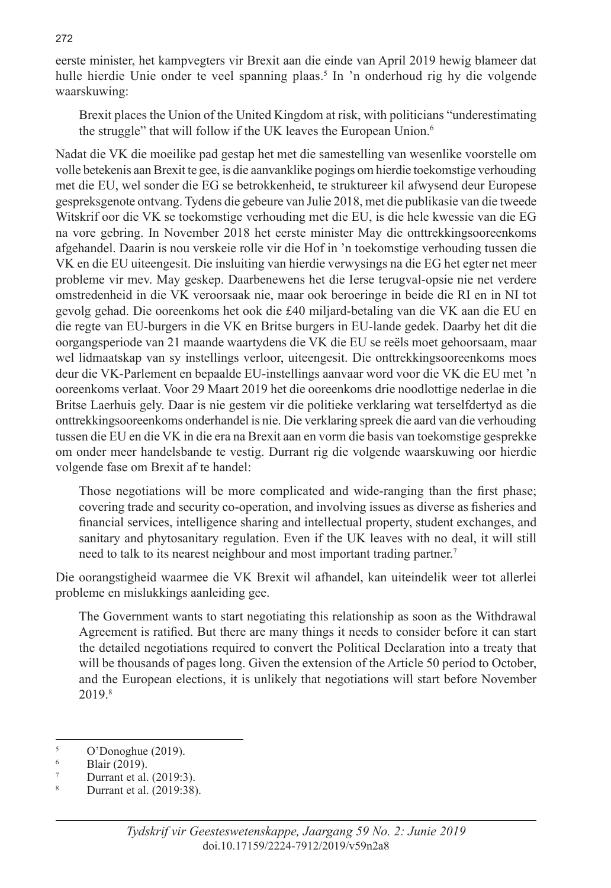eerste minister, het kampvegters vir Brexit aan die einde van April 2019 hewig blameer dat hulle hierdie Unie onder te veel spanning plaas.[5] In 'n onderhoud rig hy die volgende waarskuwing:

> Brexit places the Union of the United Kingdom at risk, with politicians "underestimating the struggle" that will follow if the UK leaves the European Union.[6]

Nadat die VK die moeilike pad gestap het met die samestelling van wesenlike voorstelle om volle betekenis aan Brexit te gee, is die aanvanklike pogings om hierdie toekomstige verhouding met die EU, wel sonder die EG se betrokkenheid, te struktureer kil afwysend deur Europese gespreksgenote ontvang. Tydens die gebeure van Julie 2018, met die publikasie van die tweede Witskrif oor die VK se toekomstige verhouding met die EU, is die hele kwessie van die EG na vore gebring. In November 2018 het eerste minister May die onttrekkingsooreenkoms afgehandel. Daarin is nou verskeie rolle vir die Hof in 'n toekomstige verhouding tussen die VK en die EU uiteengesit. Die insluiting van hierdie verwysings na die EG het egter net meer probleme vir mev. May geskep. Daarbenewens het die Ierse terugval-opsie nie net verdere omstredenheid in die VK veroorsaak nie, maar ook beroeringe in beide die RI en in NI tot gevolg gehad. Die ooreenkoms het ook die £40 miljard-betaling van die VK aan die EU en die regte van EU-burgers in die VK en Britse burgers in EU-lande gedek. Daarby het dit die oorgangsperiode van 21 maande waartydens die VK die EU se reëls moet gehoorsaam, maar wel lidmaatskap van sy instellings verloor, uiteengesit. Die onttrekkingsooreenkoms moes deur die VK-Parlement en bepaalde EU-instellings aanvaar word voor die VK die EU met 'n ooreenkoms verlaat. Voor 29 Maart 2019 het die ooreenkoms drie noodlottige nederlae in die Britse Laerhuis gely. Daar is nie gestem vir die politieke verklaring wat terselfdertyd as die onttrekkingsooreenkoms onderhandel is nie. Die verklaring spreek die aard van die verhouding tussen die EU en die VK in die era na Brexit aan en vorm die basis van toekomstige gesprekke om onder meer handelsbande te vestig. Durrant rig die volgende waarskuwing oor hierdie volgende fase om Brexit af te handel:

> Those negotiations will be more complicated and wide-ranging than the first phase; covering trade and security co-operation, and involving issues as diverse as fisheries and financial services, intelligence sharing and intellectual property, student exchanges, and sanitary and phytosanitary regulation. Even if the UK leaves with no deal, it will still need to talk to its nearest neighbour and most important trading partner.[7]

Die oorangstigheid waarmee die VK Brexit wil afhandel, kan uiteindelik weer tot allerlei probleme en mislukkings aanleiding gee.

> The Government wants to start negotiating this relationship as soon as the Withdrawal Agreement is ratified. But there are many things it needs to consider before it can start the detailed negotiations required to convert the Political Declaration into a treaty that will be thousands of pages long. Given the extension of the Article 50 period to October, and the European elections, it is unlikely that negotiations will start before November 2019.[8]

---

[5] O'Donoghue (2019).

[6] Blair (2019).

[7] Durrant et al. (2019:3).

[8] Durrant et al. (2019:38).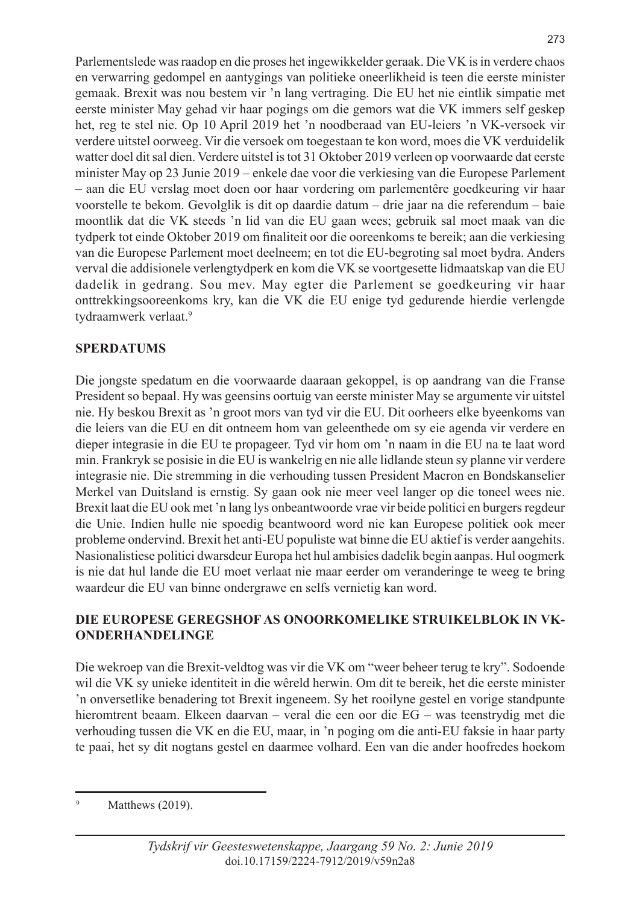Parlementslede was raadop en die proses het ingewikkelder geraak. Die VK is in verdere chaos en verwarring gedompel en aantygings van politieke oneerlikheid is teen die eerste minister gemaak. Brexit was nou bestem vir 'n lang vertraging. Die EU het nie eintlik simpatie met eerste minister May gehad vir haar pogings om die gemors wat die VK immers self geskep het, reg te stel nie. Op 10 April 2019 het 'n noodberaad van EU-leiers 'n VK-versoek vir verdere uitstel oorweeg. Vir die versoek om toegestaan te kon word, moes die VK verduidelik watter doel dit sal dien. Verdere uitstel is tot 31 Oktober 2019 verleen op voorwaarde dat eerste minister May op 23 Junie 2019 – enkele dae voor die verkiesing van die Europese Parlement – aan die EU verslag moet doen oor haar vordering om parlementêre goedkeuring vir haar voorstelle te bekom. Gevolglik is dit op daardie datum – drie jaar na die referendum – baie moontlik dat die VK steeds 'n lid van die EU gaan wees; gebruik sal moet maak van die tydperk tot einde Oktober 2019 om finaliteit oor die ooreenkoms te bereik; aan die verkiesing van die Europese Parlement moet deelneem; en tot die EU-begroting sal moet bydra. Anders verval die addisionele verlengtydperk en kom die VK se voortgesette lidmaatskap van die EU dadelik in gedrang. Sou mev. May egter die Parlement se goedkeuring vir haar onttrekkingsooreenkoms kry, kan die VK die EU enige tyd gedurende hierdie verlengde tydraamwerk verlaat.[9]

## SPERDATUMS

Die jongste spedatum en die voorwaarde daaraan gekoppel, is op aandrang van die Franse President so bepaal. Hy was geensins oortuig van eerste minister May se argumente vir uitstel nie. Hy beskou Brexit as 'n groot mors van tyd vir die EU. Dit oorheers elke byeenkoms van die leiers van die EU en dit ontneem hom van geleenthede om sy eie agenda vir verdere en dieper integrasie in die EU te propageer. Tyd vir hom om 'n naam in die EU na te laat word min. Frankryk se posisie in die EU is wankelrig en nie alle lidlande steun sy planne vir verdere integrasie nie. Die stremming in die verhouding tussen President Macron en Bondskanselier Merkel van Duitsland is ernstig. Sy gaan ook nie meer veel langer op die toneel wees nie. Brexit laat die EU ook met 'n lang lys onbeantwoorde vrae vir beide politici en burgers regdeur die Unie. Indien hulle nie spoedig beantwoord word nie kan Europese politiek ook meer probleme ondervind. Brexit het anti-EU populiste wat binne die EU aktief is verder aangehits. Nasionalistiese politici dwarsdeur Europa het hul ambisies dadelik begin aanpas. Hul oogmerk is nie dat hul lande die EU moet verlaat nie maar eerder om veranderinge te weeg te bring waardeur die EU van binne ondergrawe en selfs vernietig kan word.

## DIE EUROPESE GEREGSHOF AS ONOORKOMELIKE STRUIKELBLOK IN VK-ONDERHANDELINGE

Die wekroep van die Brexit-veldtog was vir die VK om "weer beheer terug te kry". Sodoende wil die VK sy unieke identiteit in die wêreld herwin. Om dit te bereik, het die eerste minister 'n onversetlike benadering tot Brexit ingeneem. Sy het rooilyne gestel en vorige standpunte hieromtrent beaam. Elkeen daarvan – veral die een oor die EG – was teenstrydig met die verhouding tussen die VK en die EU, maar, in 'n poging om die anti-EU faksie in haar party te paai, het sy dit nogtans gestel en daarmee volhard. Een van die ander hoofredes hoekom

---

[9] Matthews (2019).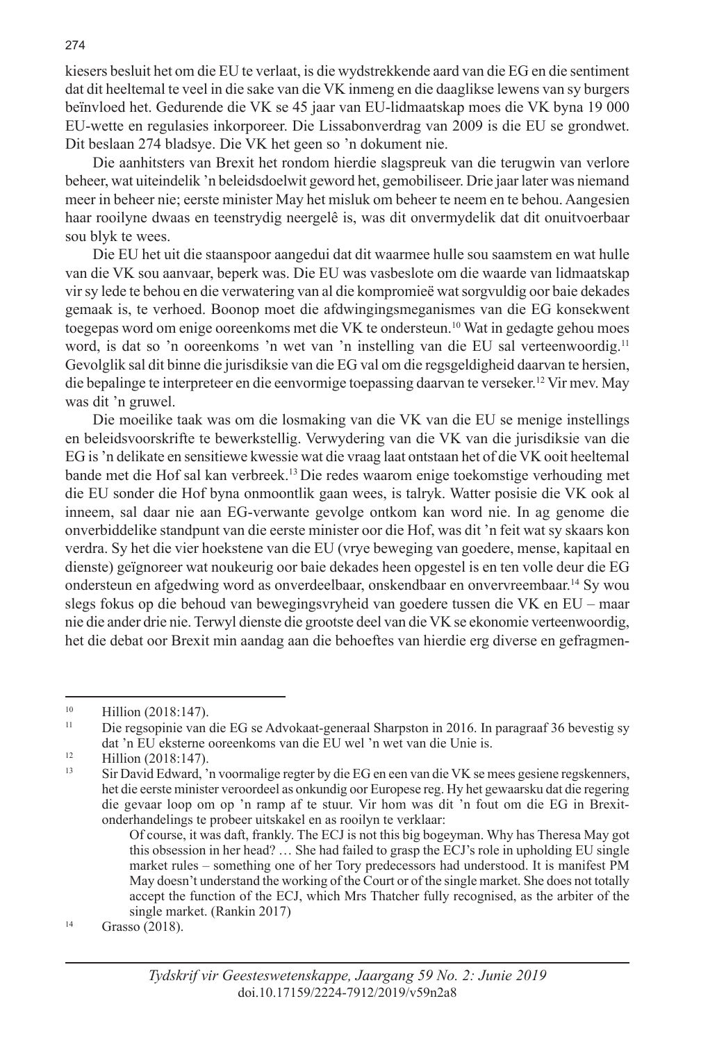kiesers besluit het om die EU te verlaat, is die wydstrekkende aard van die EG en die sentiment dat dit heeltemal te veel in die sake van die VK inmeng en die daaglikse lewens van sy burgers beïnvloed het. Gedurende die VK se 45 jaar van EU-lidmaatskap moes die VK byna 19 000 EU-wette en regulasies inkorporeer. Die Lissabonverdrag van 2009 is die EU se grondwet. Dit beslaan 274 bladsye. Die VK het geen so 'n dokument nie.

Die aanhitsters van Brexit het rondom hierdie slagspreuk van die terugwin van verlore beheer, wat uiteindelik 'n beleidsdoelwit geword het, gemobiliseer. Drie jaar later was niemand meer in beheer nie; eerste minister May het misluk om beheer te neem en te behou. Aangesien haar rooilyne dwaas en teenstrydig neergelê is, was dit onvermydelik dat dit onuitvoerbaar sou blyk te wees.

Die EU het uit die staanspoor aangedui dat dit waarmee hulle sou saamstem en wat hulle van die VK sou aanvaar, beperk was. Die EU was vasbeslote om die waarde van lidmaatskap vir sy lede te behou en die verwatering van al die kompromieë wat sorgvuldig oor baie dekades gemaak is, te verhoed. Boonop moet die afdwingingsmeganismes van die EG konsekwent toegepas word om enige ooreenkoms met die VK te ondersteun.[10] Wat in gedagte gehou moes word, is dat so 'n ooreenkoms 'n wet van 'n instelling van die EU sal verteenwoordig.[11] Gevolglik sal dit binne die jurisdiksie van die EG val om die regsgeldigheid daarvan te hersien, die bepalinge te interpreteer en die eenvormige toepassing daarvan te verseker.[12] Vir mev. May was dit 'n gruwel.

Die moeilike taak was om die losmaking van die VK van die EU se menige instellings en beleidsvoorskrifte te bewerkstellig. Verwydering van die VK van die jurisdiksie van die EG is 'n delikate en sensitiewe kwessie wat die vraag laat ontstaan het of die VK ooit heeltemal bande met die Hof sal kan verbreek.[13] Die redes waarom enige toekomstige verhouding met die EU sonder die Hof byna onmoontlik gaan wees, is talryk. Watter posisie die VK ook al inneem, sal daar nie aan EG-verwante gevolge ontkom kan word nie. In ag genome die onverbiddelike standpunt van die eerste minister oor die Hof, was dit 'n feit wat sy skaars kon verdra. Sy het die vier hoekstene van die EU (vrye beweging van goedere, mense, kapitaal en dienste) geïgnoreer wat noukeurig oor baie dekades heen opgestel is en ten volle deur die EG ondersteun en afgedwing word as onverdeelbaar, onskendbaar en onvervreembaar.[14] Sy wou slegs fokus op die behoud van bewegingsvryheid van goedere tussen die VK en EU – maar nie die ander drie nie. Terwyl dienste die grootste deel van die VK se ekonomie verteenwoordig, het die debat oor Brexit min aandag aan die behoeftes van hierdie erg diverse en gefragmen-

---

[10] Hillion (2018:147).

[11] Die regsopinie van die EG se Advokaat-generaal Sharpston in 2016. In paragraaf 36 bevestig sy dat 'n EU eksterne ooreenkoms van die EU wel 'n wet van die Unie is.

[12] Hillion (2018:147).

[13] Sir David Edward, 'n voormalige regter by die EG en een van die VK se mees gesiene regskenners, het die eerste minister veroordeel as onkundig oor Europese reg. Hy het gewaarsku dat die regering die gevaar loop om op 'n ramp af te stuur. Vir hom was dit 'n fout om die EG in Brexit-onderhandelings te probeer uitskakel en as rooilyn te verklaar:

> Of course, it was daft, frankly. The ECJ is not this big bogeyman. Why has Theresa May got this obsession in her head? … She had failed to grasp the ECJ's role in upholding EU single market rules – something one of her Tory predecessors had understood. It is manifest PM May doesn't understand the working of the Court or of the single market. She does not totally accept the function of the ECJ, which Mrs Thatcher fully recognised, as the arbiter of the single market. (Rankin 2017)

[14] Grasso (2018).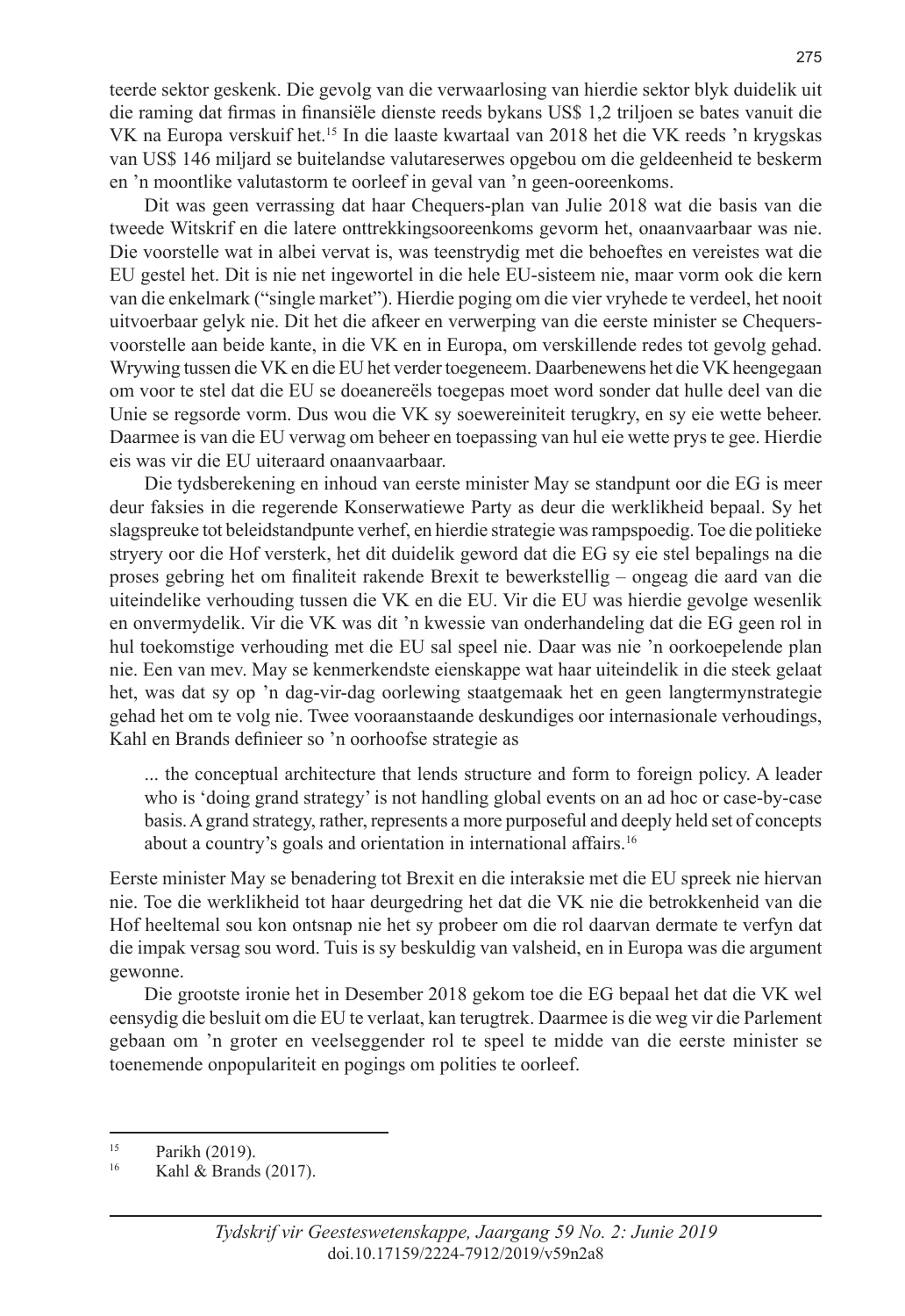teerde sektor geskenk. Die gevolg van die verwaarlosing van hierdie sektor blyk duidelik uit die raming dat firmas in finansiële dienste reeds bykans US$ 1,2 triljoen se bates vanuit die VK na Europa verskuif het.[15] In die laaste kwartaal van 2018 het die VK reeds 'n krygskas van US$ 146 miljard se buitelandse valutareserwes opgebou om die geldeenheid te beskerm en 'n moontlike valutastorm te oorleef in geval van 'n geen-ooreenkoms.

Dit was geen verrassing dat haar Chequers-plan van Julie 2018 wat die basis van die tweede Witskrif en die latere onttrekkingsooreenkoms gevorm het, onaanvaarbaar was nie. Die voorstelle wat in albei vervat is, was teenstrydig met die behoeftes en vereistes wat die EU gestel het. Dit is nie net ingewortel in die hele EU-sisteem nie, maar vorm ook die kern van die enkelmark ("single market"). Hierdie poging om die vier vryhede te verdeel, het nooit uitvoerbaar gelyk nie. Dit het die afkeer en verwerping van die eerste minister se Chequers-voorstelle aan beide kante, in die VK en in Europa, om verskillende redes tot gevolg gehad. Wrywing tussen die VK en die EU het verder toegeneem. Daarbenewens het die VK heengegaan om voor te stel dat die EU se doeanereëls toegepas moet word sonder dat hulle deel van die Unie se regsorde vorm. Dus wou die VK sy soewereiniteit terugkry, en sy eie wette beheer. Daarmee is van die EU verwag om beheer en toepassing van hul eie wette prys te gee. Hierdie eis was vir die EU uiteraard onaanvaarbaar.

Die tydsberekening en inhoud van eerste minister May se standpunt oor die EG is meer deur faksies in die regerende Konserwatiewe Party as deur die werklikheid bepaal. Sy het slagspreuke tot beleidstandpunte verhef, en hierdie strategie was rampspoedig. Toe die politieke stryery oor die Hof versterk, het dit duidelik geword dat die EG sy eie stel bepalings na die proses gebring het om finaliteit rakende Brexit te bewerkstellig – ongeag die aard van die uiteindelike verhouding tussen die VK en die EU. Vir die EU was hierdie gevolge wesenlik en onvermydelik. Vir die VK was dit 'n kwessie van onderhandeling dat die EG geen rol in hul toekomstige verhouding met die EU sal speel nie. Daar was nie 'n oorkoepelende plan nie. Een van mev. May se kenmerkendste eienskappe wat haar uiteindelik in die steek gelaat het, was dat sy op 'n dag-vir-dag oorlewing staatgemaak het en geen langtermynstrategie gehad het om te volg nie. Twee vooraanstaande deskundiges oor internasionale verhoudings, Kahl en Brands definieer so 'n oorhoofse strategie as

> ... the conceptual architecture that lends structure and form to foreign policy. A leader who is 'doing grand strategy' is not handling global events on an ad hoc or case-by-case basis. A grand strategy, rather, represents a more purposeful and deeply held set of concepts about a country's goals and orientation in international affairs.[16]

Eerste minister May se benadering tot Brexit en die interaksie met die EU spreek nie hiervan nie. Toe die werklikheid tot haar deurgedring het dat die VK nie die betrokkenheid van die Hof heeltemal sou kon ontsnap nie het sy probeer om die rol daarvan dermate te verfyn dat die impak versag sou word. Tuis is sy beskuldig van valsheid, en in Europa was die argument gewonne.

Die grootste ironie het in Desember 2018 gekom toe die EG bepaal het dat die VK wel eensydig die besluit om die EU te verlaat, kan terugtrek. Daarmee is die weg vir die Parlement gebaan om 'n groter en veelseggender rol te speel te midde van die eerste minister se toenemende onpopulariteit en pogings om polities te oorleef.

---

[15] Parikh (2019).

[16] Kahl & Brands (2017).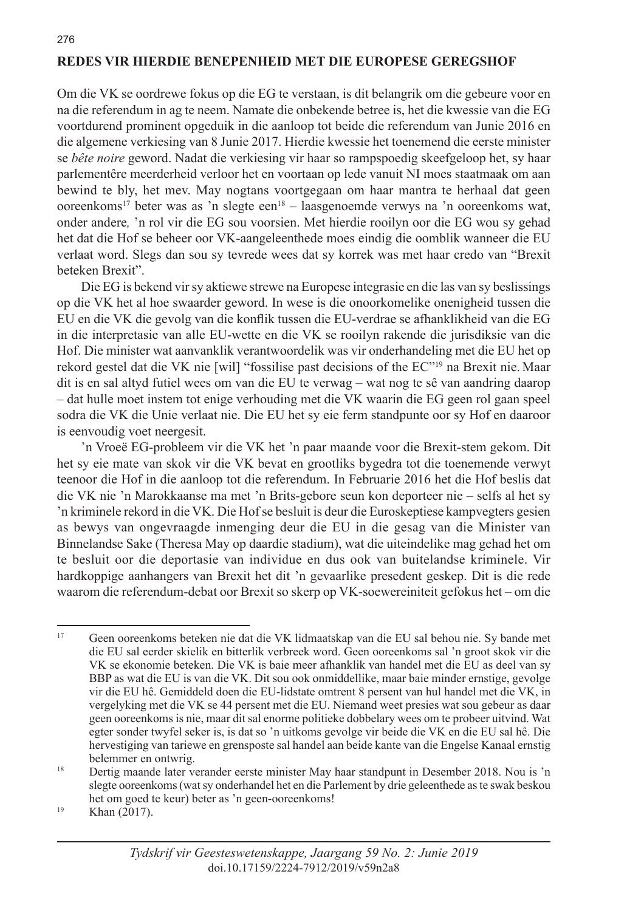## REDES VIR HIERDIE BENEPENHEID MET DIE EUROPESE GEREGSHOF

Om die VK se oordrewe fokus op die EG te verstaan, is dit belangrik om die gebeure voor en na die referendum in ag te neem. Namate die onbekende betree is, het die kwessie van die EG voortdurend prominent opgeduik in die aanloop tot beide die referendum van Junie 2016 en die algemene verkiesing van 8 Junie 2017. Hierdie kwessie het toenemend die eerste minister se *bête noire* geword. Nadat die verkiesing vir haar so rampspoedig skeefgeloop het, sy haar parlementêre meerderheid verloor het en voortaan op lede vanuit NI moes staatmaak om aan bewind te bly, het mev. May nogtans voortgegaan om haar mantra te herhaal dat geen ooreenkoms[17] beter was as 'n slegte een[18] – laasgenoemde verwys na 'n ooreenkoms wat, onder andere*,* 'n rol vir die EG sou voorsien. Met hierdie rooilyn oor die EG wou sy gehad het dat die Hof se beheer oor VK-aangeleenthede moes eindig die oomblik wanneer die EU verlaat word. Slegs dan sou sy tevrede wees dat sy korrek was met haar credo van "Brexit beteken Brexit".

Die EG is bekend vir sy aktiewe strewe na Europese integrasie en die las van sy beslissings op die VK het al hoe swaarder geword. In wese is die onoorkomelike onenigheid tussen die EU en die VK die gevolg van die konflik tussen die EU-verdrae se afhanklikheid van die EG in die interpretasie van alle EU-wette en die VK se rooilyn rakende die jurisdiksie van die Hof. Die minister wat aanvanklik verantwoordelik was vir onderhandeling met die EU het op rekord gestel dat die VK nie [wil] "fossilise past decisions of the EC"[19] na Brexit nie. Maar dit is en sal altyd futiel wees om van die EU te verwag – wat nog te sê van aandring daarop – dat hulle moet instem tot enige verhouding met die VK waarin die EG geen rol gaan speel sodra die VK die Unie verlaat nie. Die EU het sy eie ferm standpunte oor sy Hof en daaroor is eenvoudig voet neergesit.

'n Vroeë EG-probleem vir die VK het 'n paar maande voor die Brexit-stem gekom. Dit het sy eie mate van skok vir die VK bevat en grootliks bygedra tot die toenemende verwyt teenoor die Hof in die aanloop tot die referendum. In Februarie 2016 het die Hof beslis dat die VK nie 'n Marokkaanse ma met 'n Brits-gebore seun kon deporteer nie – selfs al het sy 'n kriminele rekord in die VK. Die Hof se besluit is deur die Euroskeptiese kampvegters gesien as bewys van ongevraagde inmenging deur die EU in die gesag van die Minister van Binnelandse Sake (Theresa May op daardie stadium), wat die uiteindelike mag gehad het om te besluit oor die deportasie van individue en dus ook van buitelandse kriminele. Vir hardkoppige aanhangers van Brexit het dit 'n gevaarlike presedent geskep. Dit is die rede waarom die referendum-debat oor Brexit so skerp op VK-soewereiniteit gefokus het – om die

---

[17] Geen ooreenkoms beteken nie dat die VK lidmaatskap van die EU sal behou nie. Sy bande met die EU sal eerder skielik en bitterlik verbreek word. Geen ooreenkoms sal 'n groot skok vir die VK se ekonomie beteken. Die VK is baie meer afhanklik van handel met die EU as deel van sy BBP as wat die EU is van die VK. Dit sou ook onmiddellike, maar baie minder ernstige, gevolge vir die EU hê. Gemiddeld doen die EU-lidstate omtrent 8 persent van hul handel met die VK, in vergelyking met die VK se 44 persent met die EU. Niemand weet presies wat sou gebeur as daar geen ooreenkoms is nie, maar dit sal enorme politieke dobbelary wees om te probeer uitvind. Wat egter sonder twyfel seker is, is dat so 'n uitkoms gevolge vir beide die VK en die EU sal hê. Die hervestiging van tariewe en grensposte sal handel aan beide kante van die Engelse Kanaal ernstig belemmer en ontwrig.

[18] Dertig maande later verander eerste minister May haar standpunt in Desember 2018. Nou is 'n slegte ooreenkoms (wat sy onderhandel het en die Parlement by drie geleenthede as te swak beskou het om goed te keur) beter as 'n geen-ooreenkoms!

[19] Khan (2017).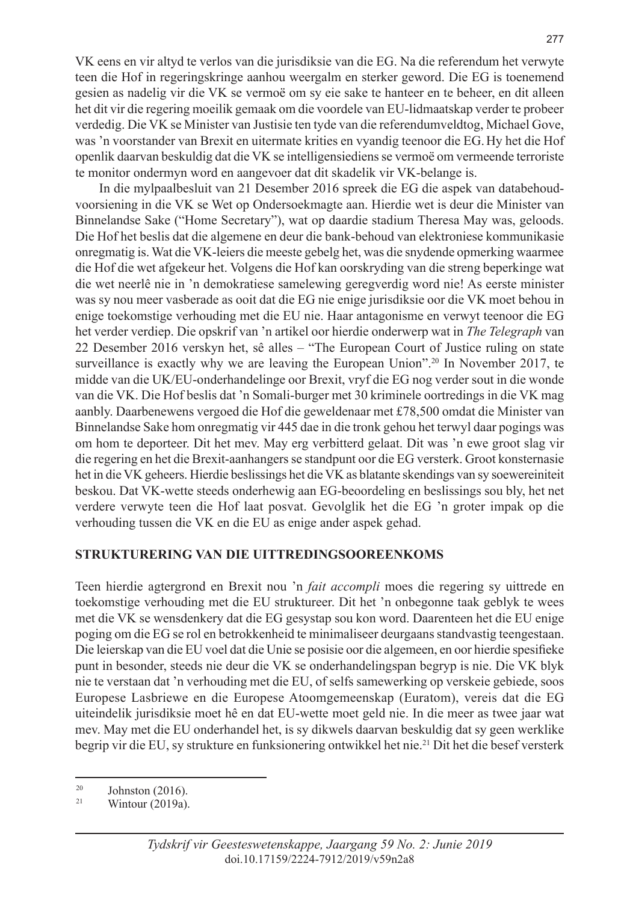VK eens en vir altyd te verlos van die jurisdiksie van die EG. Na die referendum het verwyte teen die Hof in regeringskringe aanhou weergalm en sterker geword. Die EG is toenemend gesien as nadelig vir die VK se vermoë om sy eie sake te hanteer en te beheer, en dit alleen het dit vir die regering moeilik gemaak om die voordele van EU-lidmaatskap verder te probeer verdedig. Die VK se Minister van Justisie ten tyde van die referendumveldtog, Michael Gove, was 'n voorstander van Brexit en uitermate krities en vyandig teenoor die EG. Hy het die Hof openlik daarvan beskuldig dat die VK se intelligensiediens se vermoë om vermeende terroriste te monitor ondermyn word en aangevoer dat dit skadelik vir VK-belange is.

In die mylpaalbesluit van 21 Desember 2016 spreek die EG die aspek van databehoud-voorsiening in die VK se Wet op Ondersoekmagte aan. Hierdie wet is deur die Minister van Binnelandse Sake ("Home Secretary"), wat op daardie stadium Theresa May was, geloods. Die Hof het beslis dat die algemene en deur die bank-behoud van elektroniese kommunikasie onregmatig is. Wat die VK-leiers die meeste gebelg het, was die snydende opmerking waarmee die Hof die wet afgekeur het. Volgens die Hof kan oorskryding van die streng beperkinge wat die wet neerlê nie in 'n demokratiese samelewing geregverdig word nie! As eerste minister was sy nou meer vasberade as ooit dat die EG nie enige jurisdiksie oor die VK moet behou in enige toekomstige verhouding met die EU nie. Haar antagonisme en verwyt teenoor die EG het verder verdiep. Die opskrif van 'n artikel oor hierdie onderwerp wat in *The Telegraph* van 22 Desember 2016 verskyn het, sê alles – "The European Court of Justice ruling on state surveillance is exactly why we are leaving the European Union".[20] In November 2017, te midde van die UK/EU-onderhandelinge oor Brexit, vryf die EG nog verder sout in die wonde van die VK. Die Hof beslis dat 'n Somali-burger met 30 kriminele oortredings in die VK mag aanbly. Daarbenewens vergoed die Hof die geweldenaar met £78,500 omdat die Minister van Binnelandse Sake hom onregmatig vir 445 dae in die tronk gehou het terwyl daar pogings was om hom te deporteer. Dit het mev. May erg verbitterd gelaat. Dit was 'n ewe groot slag vir die regering en het die Brexit-aanhangers se standpunt oor die EG versterk. Groot konsternasie het in die VK geheers. Hierdie beslissings het die VK as blatante skendings van sy soewereiniteit beskou. Dat VK-wette steeds onderhewig aan EG-beoordeling en beslissings sou bly, het net verdere verwyte teen die Hof laat posvat. Gevolglik het die EG 'n groter impak op die verhouding tussen die VK en die EU as enige ander aspek gehad.

## STRUKTURERING VAN DIE UITTREDINGSOOREENKOMS

Teen hierdie agtergrond en Brexit nou 'n *fait accompli* moes die regering sy uittrede en toekomstige verhouding met die EU struktureer. Dit het 'n onbegonne taak geblyk te wees met die VK se wensdenkery dat die EG gesystap sou kon word. Daarenteen het die EU enige poging om die EG se rol en betrokkenheid te minimaliseer deurgaans standvastig teengestaan. Die leierskap van die EU voel dat die Unie se posisie oor die algemeen, en oor hierdie spesifieke punt in besonder, steeds nie deur die VK se onderhandelingspan begryp is nie. Die VK blyk nie te verstaan dat 'n verhouding met die EU, of selfs samewerking op verskeie gebiede, soos Europese Lasbriewe en die Europese Atoomgemeenskap (Euratom), vereis dat die EG uiteindelik jurisdiksie moet hê en dat EU-wette moet geld nie. In die meer as twee jaar wat mev. May met die EU onderhandel het, is sy dikwels daarvan beskuldig dat sy geen werklike begrip vir die EU, sy strukture en funksionering ontwikkel het nie.[21] Dit het die besef versterk

[20] Johnston (2016).

[21] Wintour (2019a).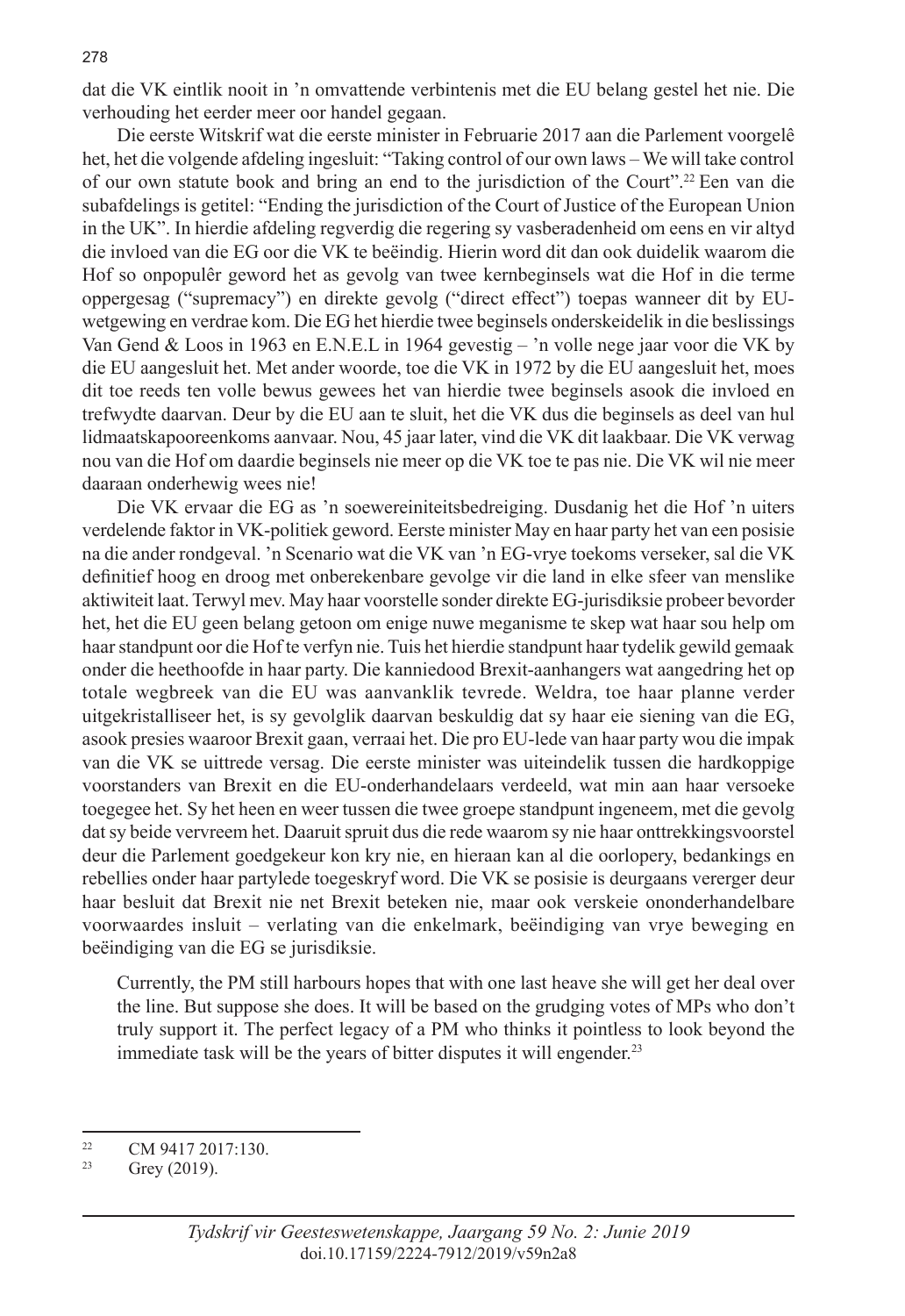dat die VK eintlik nooit in 'n omvattende verbintenis met die EU belang gestel het nie. Die verhouding het eerder meer oor handel gegaan.

Die eerste Witskrif wat die eerste minister in Februarie 2017 aan die Parlement voorgelê het, het die volgende afdeling ingesluit: "Taking control of our own laws – We will take control of our own statute book and bring an end to the jurisdiction of the Court".[22] Een van die subafdelings is getitel: "Ending the jurisdiction of the Court of Justice of the European Union in the UK". In hierdie afdeling regverdig die regering sy vasberadenheid om eens en vir altyd die invloed van die EG oor die VK te beëindig. Hierin word dit dan ook duidelik waarom die Hof so onpopulêr geword het as gevolg van twee kernbeginsels wat die Hof in die terme oppergesag ("supremacy") en direkte gevolg ("direct effect") toepas wanneer dit by EU-wetgewing en verdrae kom. Die EG het hierdie twee beginsels onderskeidelik in die beslissings Van Gend & Loos in 1963 en E.N.E.L in 1964 gevestig – 'n volle nege jaar voor die VK by die EU aangesluit het. Met ander woorde, toe die VK in 1972 by die EU aangesluit het, moes dit toe reeds ten volle bewus gewees het van hierdie twee beginsels asook die invloed en trefwydte daarvan. Deur by die EU aan te sluit, het die VK dus die beginsels as deel van hul lidmaatskapooreenkoms aanvaar. Nou, 45 jaar later, vind die VK dit laakbaar. Die VK verwag nou van die Hof om daardie beginsels nie meer op die VK toe te pas nie. Die VK wil nie meer daaraan onderhewig wees nie!

Die VK ervaar die EG as 'n soewereiniteitsbedreiging. Dusdanig het die Hof 'n uiters verdelende faktor in VK-politiek geword. Eerste minister May en haar party het van een posisie na die ander rondgeval. 'n Scenario wat die VK van 'n EG-vrye toekoms verseker, sal die VK definitief hoog en droog met onberekenbare gevolge vir die land in elke sfeer van menslike aktiwiteit laat. Terwyl mev. May haar voorstelle sonder direkte EG-jurisdiksie probeer bevorder het, het die EU geen belang getoon om enige nuwe meganisme te skep wat haar sou help om haar standpunt oor die Hof te verfyn nie. Tuis het hierdie standpunt haar tydelik gewild gemaak onder die heethoofde in haar party. Die kanniedood Brexit-aanhangers wat aangedring het op totale wegbreek van die EU was aanvanklik tevrede. Weldra, toe haar planne verder uitgekristalliseer het, is sy gevolglik daarvan beskuldig dat sy haar eie siening van die EG, asook presies waaroor Brexit gaan, verraai het. Die pro EU-lede van haar party wou die impak van die VK se uittrede versag. Die eerste minister was uiteindelik tussen die hardkoppige voorstanders van Brexit en die EU-onderhandelaars verdeeld, wat min aan haar versoeke toegegee het. Sy het heen en weer tussen die twee groepe standpunt ingeneem, met die gevolg dat sy beide vervreem het. Daaruit spruit dus die rede waarom sy nie haar onttrekkingsvoorstel deur die Parlement goedgekeur kon kry nie, en hieraan kan al die oorlopery, bedankings en rebellies onder haar partylede toegeskryf word. Die VK se posisie is deurgaans vererger deur haar besluit dat Brexit nie net Brexit beteken nie, maar ook verskeie ononderhandelbare voorwaardes insluit – verlating van die enkelmark, beëindiging van vrye beweging en beëindiging van die EG se jurisdiksie.

> Currently, the PM still harbours hopes that with one last heave she will get her deal over the line. But suppose she does. It will be based on the grudging votes of MPs who don't truly support it. The perfect legacy of a PM who thinks it pointless to look beyond the immediate task will be the years of bitter disputes it will engender.[23]

---

[22] CM 9417 2017:130.

[23] Grey (2019).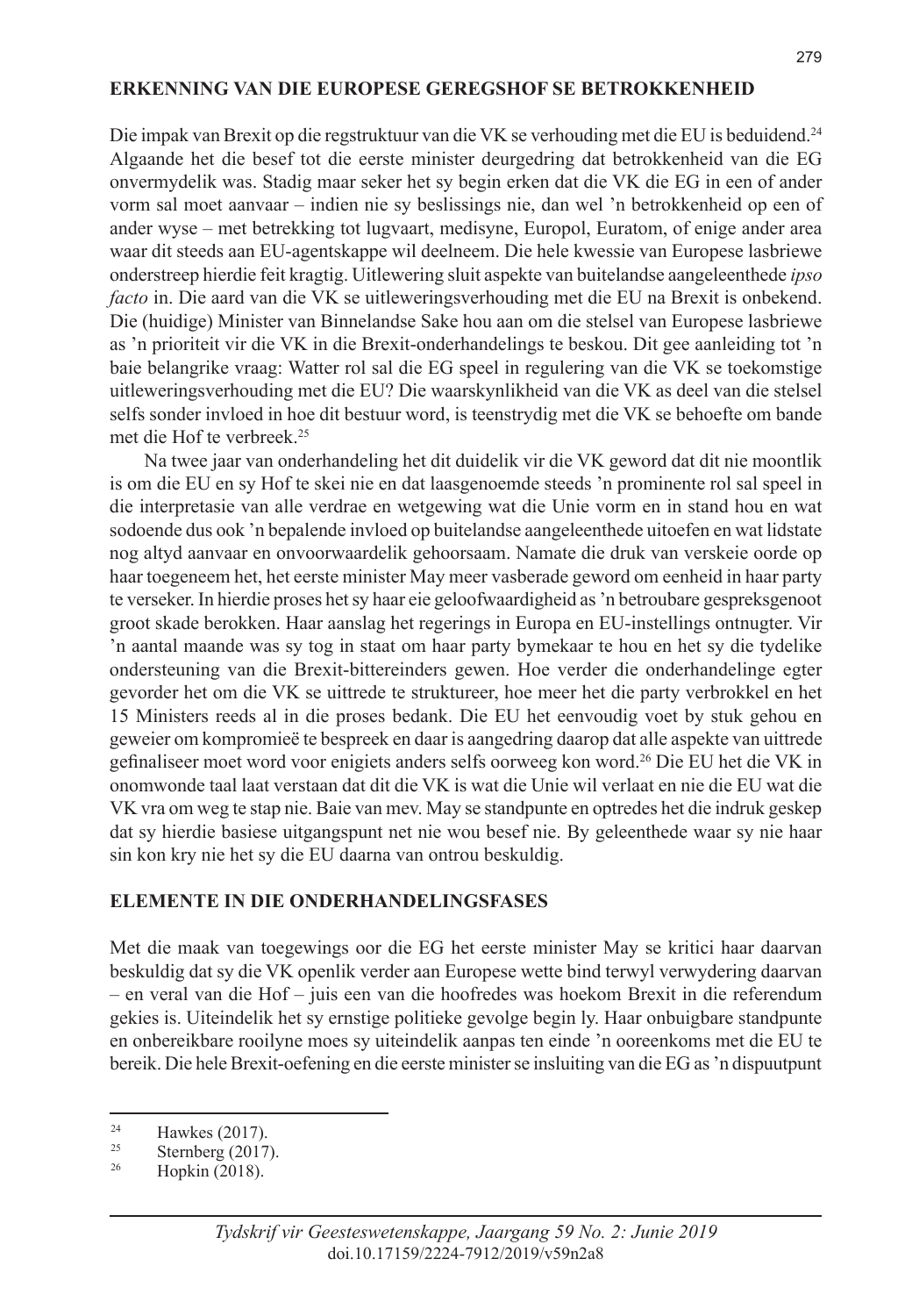## ERKENNING VAN DIE EUROPESE GEREGSHOF SE BETROKKENHEID

Die impak van Brexit op die regstruktuur van die VK se verhouding met die EU is beduidend.[24] Algaande het die besef tot die eerste minister deurgedring dat betrokkenheid van die EG onvermydelik was. Stadig maar seker het sy begin erken dat die VK die EG in een of ander vorm sal moet aanvaar – indien nie sy beslissings nie, dan wel 'n betrokkenheid op een of ander wyse – met betrekking tot lugvaart, medisyne, Europol, Euratom, of enige ander area waar dit steeds aan EU-agentskappe wil deelneem. Die hele kwessie van Europese lasbriewe onderstreep hierdie feit kragtig. Uitlewering sluit aspekte van buitelandse aangeleenthede *ipso facto* in. Die aard van die VK se uitleweringsverhouding met die EU na Brexit is onbekend. Die (huidige) Minister van Binnelandse Sake hou aan om die stelsel van Europese lasbriewe as 'n prioriteit vir die VK in die Brexit-onderhandelings te beskou. Dit gee aanleiding tot 'n baie belangrike vraag: Watter rol sal die EG speel in regulering van die VK se toekomstige uitleweringsverhouding met die EU? Die waarskynlikheid van die VK as deel van die stelsel selfs sonder invloed in hoe dit bestuur word, is teenstrydig met die VK se behoefte om bande met die Hof te verbreek.[25]

Na twee jaar van onderhandeling het dit duidelik vir die VK geword dat dit nie moontlik is om die EU en sy Hof te skei nie en dat laasgenoemde steeds 'n prominente rol sal speel in die interpretasie van alle verdrae en wetgewing wat die Unie vorm en in stand hou en wat sodoende dus ook 'n bepalende invloed op buitelandse aangeleenthede uitoefen en wat lidstate nog altyd aanvaar en onvoorwaardelik gehoorsaam. Namate die druk van verskeie oorde op haar toegeneem het, het eerste minister May meer vasberade geword om eenheid in haar party te verseker. In hierdie proses het sy haar eie geloofwaardigheid as 'n betroubare gespreksgenoot groot skade berokken. Haar aanslag het regerings in Europa en EU-instellings ontnugter. Vir 'n aantal maande was sy tog in staat om haar party bymekaar te hou en het sy die tydelike ondersteuning van die Brexit-bittereinders gewen. Hoe verder die onderhandelinge egter gevorder het om die VK se uittrede te struktureer, hoe meer het die party verbrokkel en het 15 Ministers reeds al in die proses bedank. Die EU het eenvoudig voet by stuk gehou en geweier om kompromieë te bespreek en daar is aangedring daarop dat alle aspekte van uittrede gefinaliseer moet word voor enigiets anders selfs oorweeg kon word.[26] Die EU het die VK in onomwonde taal laat verstaan dat dit die VK is wat die Unie wil verlaat en nie die EU wat die VK vra om weg te stap nie. Baie van mev. May se standpunte en optredes het die indruk geskep dat sy hierdie basiese uitgangspunt net nie wou besef nie. By geleenthede waar sy nie haar sin kon kry nie het sy die EU daarna van ontrou beskuldig.

## ELEMENTE IN DIE ONDERHANDELINGSFASES

Met die maak van toegewings oor die EG het eerste minister May se kritici haar daarvan beskuldig dat sy die VK openlik verder aan Europese wette bind terwyl verwydering daarvan – en veral van die Hof – juis een van die hoofredes was hoekom Brexit in die referendum gekies is. Uiteindelik het sy ernstige politieke gevolge begin ly. Haar onbuigbare standpunte en onbereikbare rooilyne moes sy uiteindelik aanpas ten einde 'n ooreenkoms met die EU te bereik. Die hele Brexit-oefening en die eerste minister se insluiting van die EG as 'n dispuutpunt

---

[24] Hawkes (2017).

[25] Sternberg (2017).

[26] Hopkin (2018).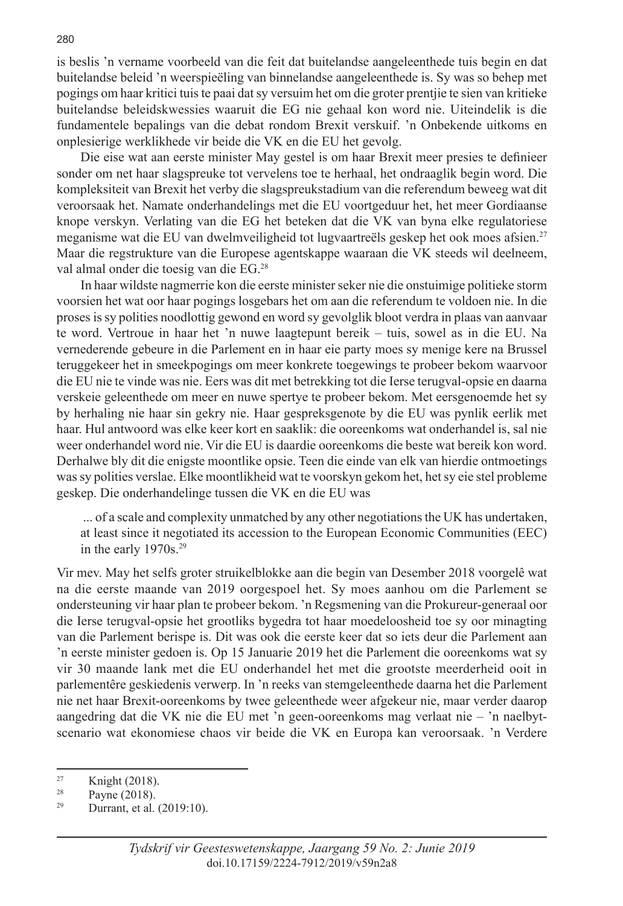is beslis 'n vername voorbeeld van die feit dat buitelandse aangeleenthede tuis begin en dat buitelandse beleid 'n weerspieëling van binnelandse aangeleenthede is. Sy was so behep met pogings om haar kritici tuis te paai dat sy versuim het om die groter prentjie te sien van kritieke buitelandse beleidskwessies waaruit die EG nie gehaal kon word nie. Uiteindelik is die fundamentele bepalings van die debat rondom Brexit verskuif. 'n Onbekende uitkoms en onplesierige werklikhede vir beide die VK en die EU het gevolg.

Die eise wat aan eerste minister May gestel is om haar Brexit meer presies te definieer sonder om net haar slagspreuke tot vervelens toe te herhaal, het ondraaglik begin word. Die kompleksiteit van Brexit het verby die slagspreukstadium van die referendum beweeg wat dit veroorsaak het. Namate onderhandelings met die EU voortgeduur het, het meer Gordiaanse knope verskyn. Verlating van die EG het beteken dat die VK van byna elke regulatoriese meganisme wat die EU van dwelmveiligheid tot lugvaartreëls geskep het ook moes afsien.[27] Maar die regstrukture van die Europese agentskappe waaraan die VK steeds wil deelneem, val almal onder die toesig van die EG.[28]

In haar wildste nagmerrie kon die eerste minister seker nie die onstuimige politieke storm voorsien het wat oor haar pogings losgebars het om aan die referendum te voldoen nie. In die proses is sy polities noodlottig gewond en word sy gevolglik bloot verdra in plaas van aanvaar te word. Vertroue in haar het 'n nuwe laagtepunt bereik – tuis, sowel as in die EU. Na vernederende gebeure in die Parlement en in haar eie party moes sy menige kere na Brussel teruggekeer het in smeekpogings om meer konkrete toegewings te probeer bekom waarvoor die EU nie te vinde was nie. Eers was dit met betrekking tot die Ierse terugval-opsie en daarna verskeie geleenthede om meer en nuwe spertye te probeer bekom. Met eersgenoemde het sy by herhaling nie haar sin gekry nie. Haar gespreksgenote by die EU was pynlik eerlik met haar. Hul antwoord was elke keer kort en saaklik: die ooreenkoms wat onderhandel is, sal nie weer onderhandel word nie. Vir die EU is daardie ooreenkoms die beste wat bereik kon word. Derhalwe bly dit die enigste moontlike opsie. Teen die einde van elk van hierdie ontmoetings was sy polities verslae. Elke moontlikheid wat te voorskyn gekom het, het sy eie stel probleme geskep. Die onderhandelinge tussen die VK en die EU was

> ... of a scale and complexity unmatched by any other negotiations the UK has undertaken, at least since it negotiated its accession to the European Economic Communities (EEC) in the early 1970s.[29]

Vir mev. May het selfs groter struikelblokke aan die begin van Desember 2018 voorgelê wat na die eerste maande van 2019 oorgespoel het. Sy moes aanhou om die Parlement se ondersteuning vir haar plan te probeer bekom. 'n Regsmening van die Prokureur-generaal oor die Ierse terugval-opsie het grootliks bygedra tot haar moedeloosheid toe sy oor minagting van die Parlement berispe is. Dit was ook die eerste keer dat so iets deur die Parlement aan 'n eerste minister gedoen is. Op 15 Januarie 2019 het die Parlement die ooreenkoms wat sy vir 30 maande lank met die EU onderhandel het met die grootste meerderheid ooit in parlementêre geskiedenis verwerp. In 'n reeks van stemgeleenthede daarna het die Parlement nie net haar Brexit-ooreenkoms by twee geleenthede weer afgekeur nie, maar verder daarop aangedring dat die VK nie die EU met 'n geen-ooreenkoms mag verlaat nie – 'n naelbyt-scenario wat ekonomiese chaos vir beide die VK en Europa kan veroorsaak. 'n Verdere

---

[27] Knight (2018).

[28] Payne (2018).

[29] Durrant, et al. (2019:10).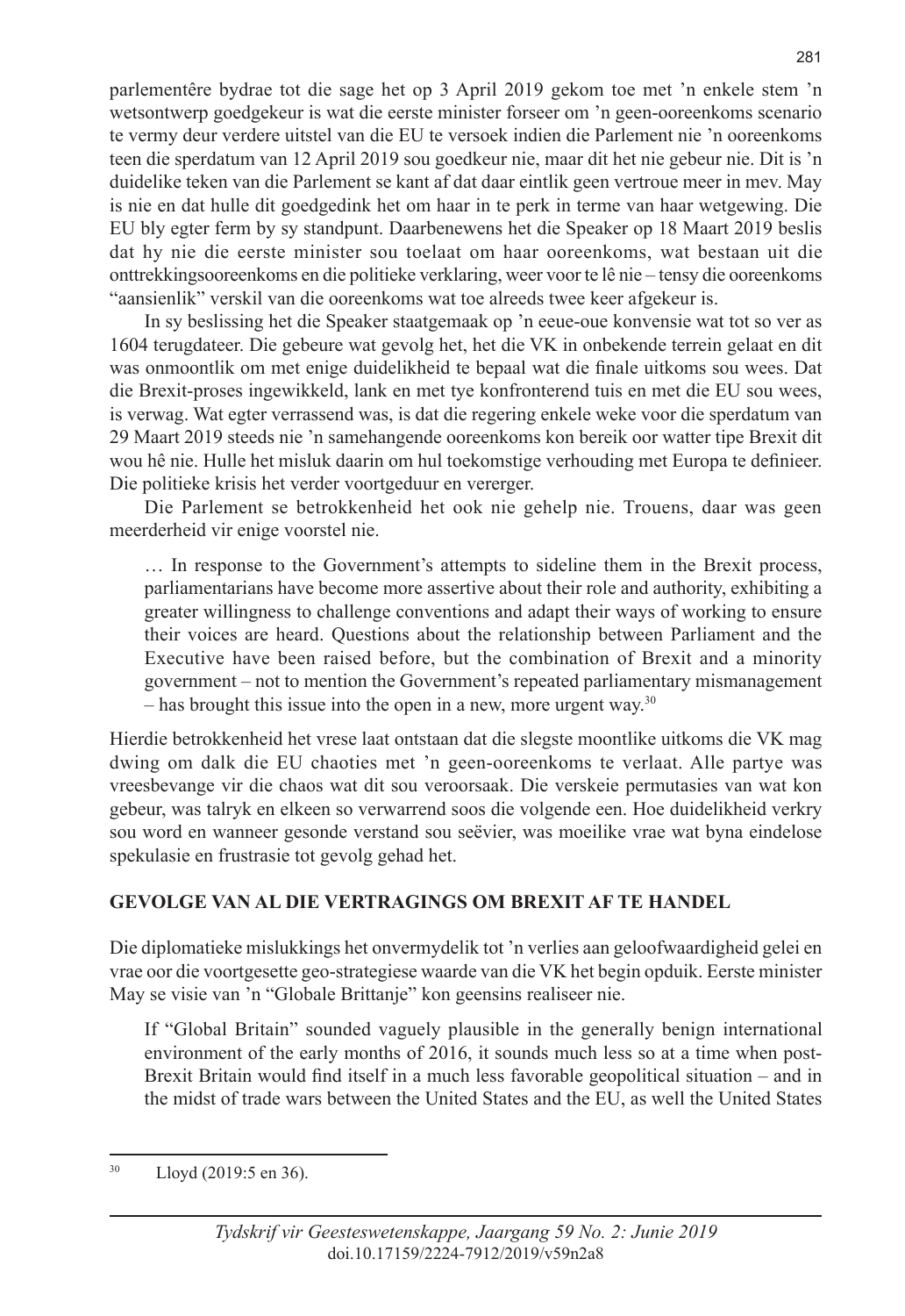parlementêre bydrae tot die sage het op 3 April 2019 gekom toe met ’n enkele stem ’n wetsontwerp goedgekeur is wat die eerste minister forseer om ’n geen-ooreenkoms scenario te vermy deur verdere uitstel van die EU te versoek indien die Parlement nie ’n ooreenkoms teen die sperdatum van 12 April 2019 sou goedkeur nie, maar dit het nie gebeur nie. Dit is ’n duidelike teken van die Parlement se kant af dat daar eintlik geen vertroue meer in mev. May is nie en dat hulle dit goedgedink het om haar in te perk in terme van haar wetgewing. Die EU bly egter ferm by sy standpunt. Daarbenewens het die Speaker op 18 Maart 2019 beslis dat hy nie die eerste minister sou toelaat om haar ooreenkoms, wat bestaan uit die onttrekkingsooreenkoms en die politieke verklaring, weer voor te lê nie – tensy die ooreenkoms “aansienlik” verskil van die ooreenkoms wat toe alreeds twee keer afgekeur is.

In sy beslissing het die Speaker staatgemaak op ’n eeue-oue konvensie wat tot so ver as 1604 terugdateer. Die gebeure wat gevolg het, het die VK in onbekende terrein gelaat en dit was onmoontlik om met enige duidelikheid te bepaal wat die finale uitkoms sou wees. Dat die Brexit-proses ingewikkeld, lank en met tye konfronterend tuis en met die EU sou wees, is verwag. Wat egter verrassend was, is dat die regering enkele weke voor die sperdatum van 29 Maart 2019 steeds nie ’n samehangende ooreenkoms kon bereik oor watter tipe Brexit dit wou hê nie. Hulle het misluk daarin om hul toekomstige verhouding met Europa te definieer. Die politieke krisis het verder voortgeduur en vererger.

Die Parlement se betrokkenheid het ook nie gehelp nie. Trouens, daar was geen meerderheid vir enige voorstel nie.

> … In response to the Government’s attempts to sideline them in the Brexit process, parliamentarians have become more assertive about their role and authority, exhibiting a greater willingness to challenge conventions and adapt their ways of working to ensure their voices are heard. Questions about the relationship between Parliament and the Executive have been raised before, but the combination of Brexit and a minority government – not to mention the Government’s repeated parliamentary mismanagement – has brought this issue into the open in a new, more urgent way.[30]

Hierdie betrokkenheid het vrese laat ontstaan dat die slegste moontlike uitkoms die VK mag dwing om dalk die EU chaoties met ’n geen-ooreenkoms te verlaat. Alle partye was vreesbevange vir die chaos wat dit sou veroorsaak. Die verskeie permutasies van wat kon gebeur, was talryk en elkeen so verwarrend soos die volgende een. Hoe duidelikheid verkry sou word en wanneer gesonde verstand sou seëvier, was moeilike vrae wat byna eindelose spekulasie en frustrasie tot gevolg gehad het.

## GEVOLGE VAN AL DIE VERTRAGINGS OM BREXIT AF TE HANDEL

Die diplomatieke mislukkings het onvermydelik tot ’n verlies aan geloofwaardigheid gelei en vrae oor die voortgesette geo-strategiese waarde van die VK het begin opduik. Eerste minister May se visie van ’n “Globale Brittanje” kon geensins realiseer nie.

> If “Global Britain” sounded vaguely plausible in the generally benign international environment of the early months of 2016, it sounds much less so at a time when post-Brexit Britain would find itself in a much less favorable geopolitical situation – and in the midst of trade wars between the United States and the EU, as well the United States

[30] Lloyd (2019:5 en 36).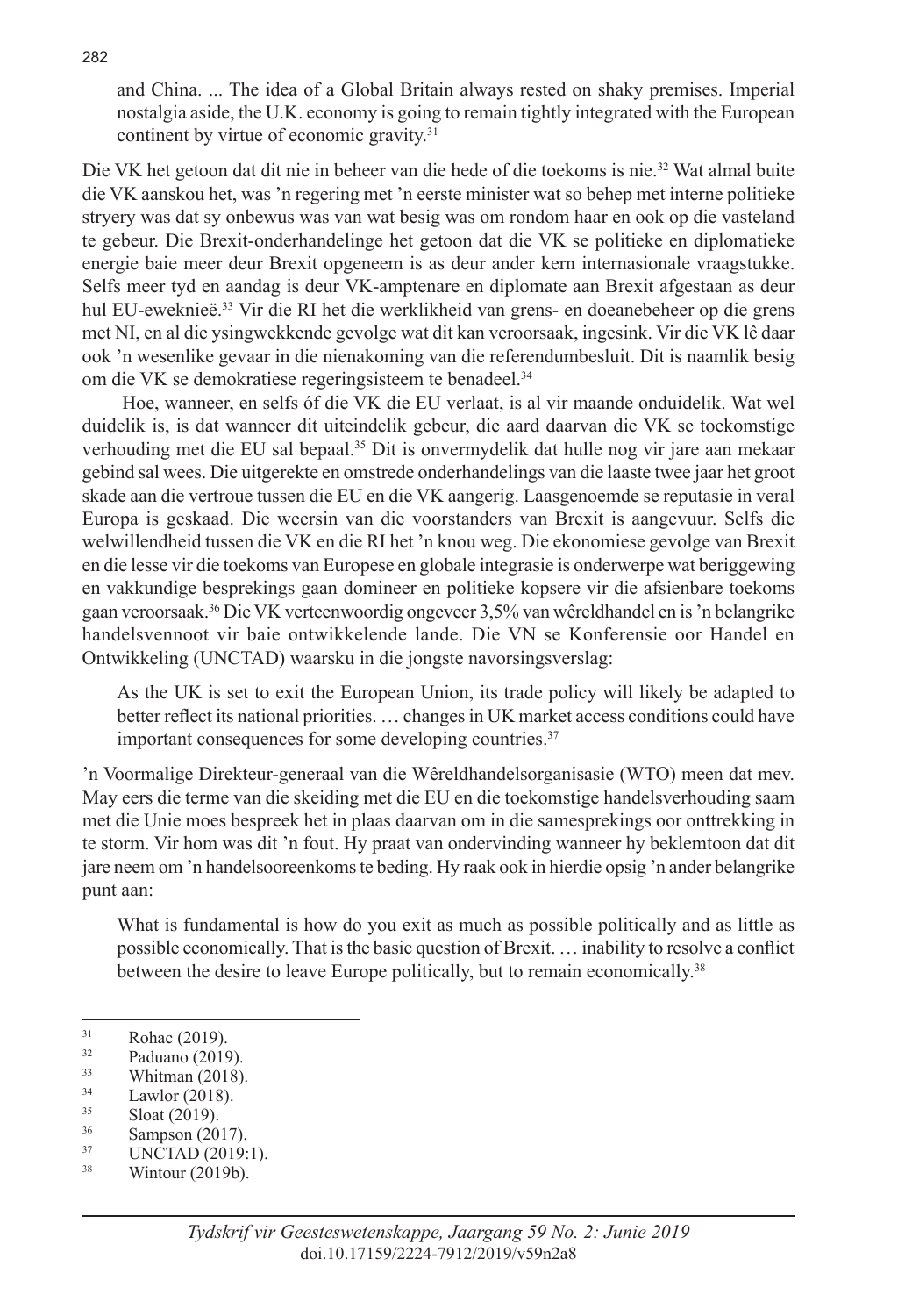> and China. ... The idea of a Global Britain always rested on shaky premises. Imperial nostalgia aside, the U.K. economy is going to remain tightly integrated with the European continent by virtue of economic gravity.[31]

Die VK het getoon dat dit nie in beheer van die hede of die toekoms is nie.[32] Wat almal buite die VK aanskou het, was 'n regering met 'n eerste minister wat so behep met interne politieke stryery was dat sy onbewus was van wat besig was om rondom haar en ook op die vasteland te gebeur. Die Brexit-onderhandelinge het getoon dat die VK se politieke en diplomatieke energie baie meer deur Brexit opgeneem is as deur ander kern internasionale vraagstukke. Selfs meer tyd en aandag is deur VK-amptenare en diplomate aan Brexit afgestaan as deur hul EU-eweknieë.[33] Vir die RI het die werklikheid van grens- en doeanebeheer op die grens met NI, en al die ysingwekkende gevolge wat dit kan veroorsaak, ingesink. Vir die VK lê daar ook 'n wesenlike gevaar in die nienakoming van die referendumbesluit. Dit is naamlik besig om die VK se demokratiese regeringsisteem te benadeel.[34]

Hoe, wanneer, en selfs óf die VK die EU verlaat, is al vir maande onduidelik. Wat wel duidelik is, is dat wanneer dit uiteindelik gebeur, die aard daarvan die VK se toekomstige verhouding met die EU sal bepaal.[35] Dit is onvermydelik dat hulle nog vir jare aan mekaar gebind sal wees. Die uitgerekte en omstrede onderhandelings van die laaste twee jaar het groot skade aan die vertroue tussen die EU en die VK aangerig. Laasgenoemde se reputasie in veral Europa is geskaad. Die weersin van die voorstanders van Brexit is aangevuur. Selfs die welwillendheid tussen die VK en die RI het 'n knou weg. Die ekonomiese gevolge van Brexit en die lesse vir die toekoms van Europese en globale integrasie is onderwerpe wat beriggewing en vakkundige besprekings gaan domineer en politieke kopsere vir die afsienbare toekoms gaan veroorsaak.[36] Die VK verteenwoordig ongeveer 3,5% van wêreldhandel en is 'n belangrike handelsvennoot vir baie ontwikkelende lande. Die VN se Konferensie oor Handel en Ontwikkeling (UNCTAD) waarsku in die jongste navorsingsverslag:

> As the UK is set to exit the European Union, its trade policy will likely be adapted to better reflect its national priorities. … changes in UK market access conditions could have important consequences for some developing countries.[37]

'n Voormalige Direkteur-generaal van die Wêreldhandelsorganisasie (WTO) meen dat mev. May eers die terme van die skeiding met die EU en die toekomstige handelsverhouding saam met die Unie moes bespreek het in plaas daarvan om in die samesprekings oor onttrekking in te storm. Vir hom was dit 'n fout. Hy praat van ondervinding wanneer hy beklemtoon dat dit jare neem om 'n handelsooreenkoms te beding. Hy raak ook in hierdie opsig 'n ander belangrike punt aan:

> What is fundamental is how do you exit as much as possible politically and as little as possible economically. That is the basic question of Brexit. … inability to resolve a conflict between the desire to leave Europe politically, but to remain economically.[38]

---

31 Rohac (2019).
32 Paduano (2019).
33 Whitman (2018).
34 Lawlor (2018).
35 Sloat (2019).
36 Sampson (2017).
37 UNCTAD (2019:1).
38 Wintour (2019b).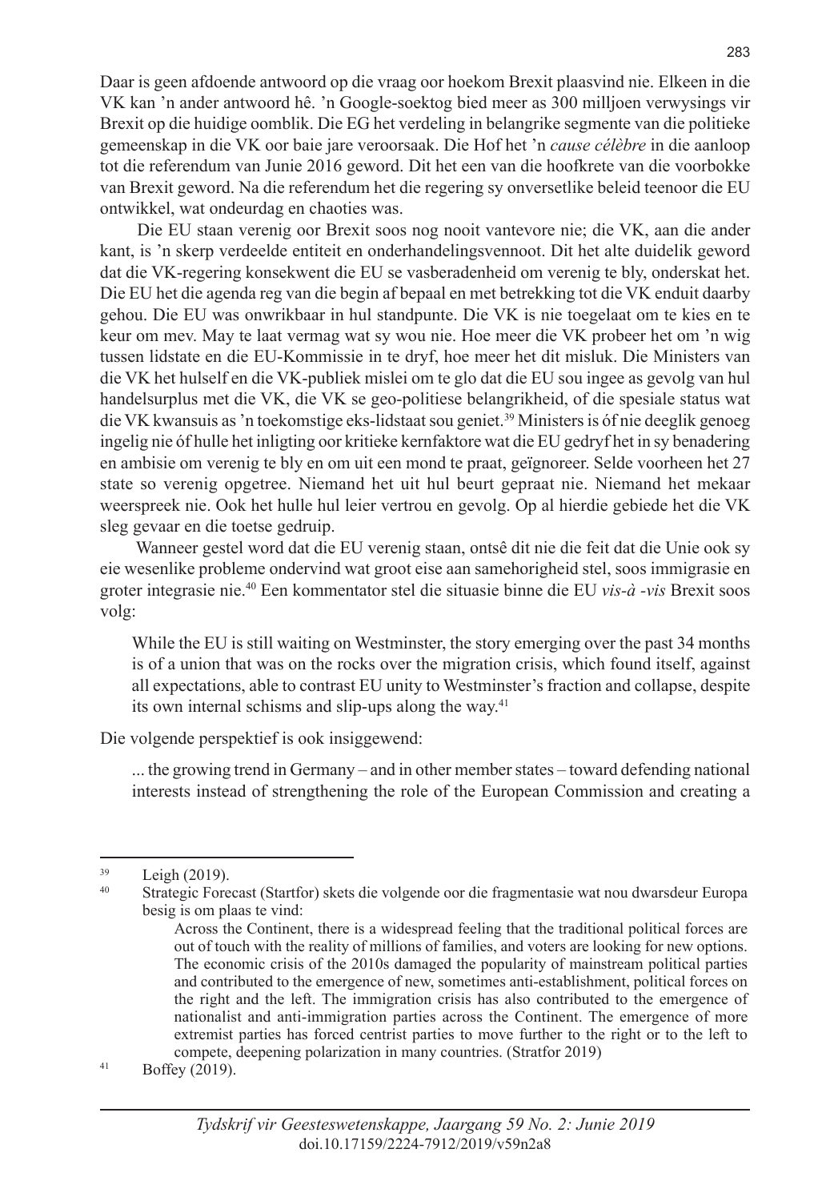Daar is geen afdoende antwoord op die vraag oor hoekom Brexit plaasvind nie. Elkeen in die VK kan ’n ander antwoord hê. ’n Google-soektog bied meer as 300 miljoen verwysings vir Brexit op die huidige oomblik. Die EG het verdeling in belangrike segmente van die politieke gemeenskap in die VK oor baie jare veroorsaak. Die Hof het ’n *cause célèbre* in die aanloop tot die referendum van Junie 2016 geword. Dit het een van die hoofkrete van die voorbokke van Brexit geword. Na die referendum het die regering sy onversetlike beleid teenoor die EU ontwikkel, wat ondeurdag en chaoties was.

Die EU staan verenig oor Brexit soos nog nooit vantevore nie; die VK, aan die ander kant, is ’n skerp verdeelde entiteit en onderhandelingsvennoot. Dit het alte duidelik geword dat die VK-regering konsekwent die EU se vasberadenheid om verenig te bly, onderskat het. Die EU het die agenda reg van die begin af bepaal en met betrekking tot die VK enduit daarby gehou. Die EU was onwrikbaar in hul standpunte. Die VK is nie toegelaat om te kies en te keur om mev. May te laat vermag wat sy wou nie. Hoe meer die VK probeer het om ’n wig tussen lidstate en die EU-Kommissie in te dryf, hoe meer het dit misluk. Die Ministers van die VK het hulself en die VK-publiek mislei om te glo dat die EU sou ingee as gevolg van hul handelsurplus met die VK, die VK se geo-politiese belangrikheid, of die spesiale status wat die VK kwansuis as ’n toekomstige eks-lidstaat sou geniet.[39] Ministers is óf nie deeglik genoeg ingelig nie óf hulle het inligting oor kritieke kernfaktore wat die EU gedryf het in sy benadering en ambisie om verenig te bly en om uit een mond te praat, geïgnoreer. Selde voorheen het 27 state so verenig opgetree. Niemand het uit hul beurt gepraat nie. Niemand het mekaar weerspreek nie. Ook het hulle hul leier vertrou en gevolg. Op al hierdie gebiede het die VK sleg gevaar en die toetse gedruip.

Wanneer gestel word dat die EU verenig staan, ontsê dit nie die feit dat die Unie ook sy eie wesenlike probleme ondervind wat groot eise aan samehorigheid stel, soos immigrasie en groter integrasie nie.[40] Een kommentator stel die situasie binne die EU *vis-à -vis* Brexit soos volg:

> While the EU is still waiting on Westminster, the story emerging over the past 34 months is of a union that was on the rocks over the migration crisis, which found itself, against all expectations, able to contrast EU unity to Westminster’s fraction and collapse, despite its own internal schisms and slip-ups along the way.[41]

Die volgende perspektief is ook insiggewend:

> ... the growing trend in Germany – and in other member states – toward defending national interests instead of strengthening the role of the European Commission and creating a

---

[39] Leigh (2019).

[40] Strategic Forecast (Startfor) skets die volgende oor die fragmentasie wat nou dwarsdeur Europa besig is om plaas te vind:

> Across the Continent, there is a widespread feeling that the traditional political forces are out of touch with the reality of millions of families, and voters are looking for new options. The economic crisis of the 2010s damaged the popularity of mainstream political parties and contributed to the emergence of new, sometimes anti-establishment, political forces on the right and the left. The immigration crisis has also contributed to the emergence of nationalist and anti-immigration parties across the Continent. The emergence of more extremist parties has forced centrist parties to move further to the right or to the left to compete, deepening polarization in many countries. (Stratfor 2019)

[41] Boffey (2019).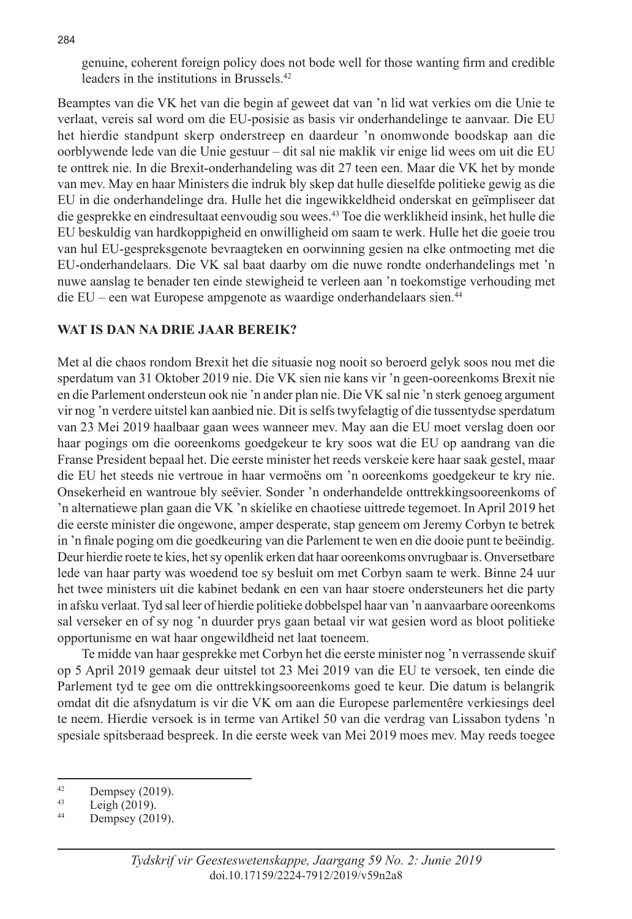genuine, coherent foreign policy does not bode well for those wanting firm and credible leaders in the institutions in Brussels.[42]

Beamptes van die VK het van die begin af geweet dat van ’n lid wat verkies om die Unie te verlaat, vereis sal word om die EU-posisie as basis vir onderhandelinge te aanvaar. Die EU het hierdie standpunt skerp onderstreep en daardeur ’n onomwonde boodskap aan die oorblywende lede van die Unie gestuur – dit sal nie maklik vir enige lid wees om uit die EU te onttrek nie. In die Brexit-onderhandeling was dit 27 teen een. Maar die VK het by monde van mev. May en haar Ministers die indruk bly skep dat hulle dieselfde politieke gewig as die EU in die onderhandelinge dra. Hulle het die ingewikkeldheid onderskat en geïmpliseer dat die gesprekke en eindresultaat eenvoudig sou wees.[43] Toe die werklikheid insink, het hulle die EU beskuldig van hardkoppigheid en onwilligheid om saam te werk. Hulle het die goeie trou van hul EU-gespreksgenote bevraagteken en oorwinning gesien na elke ontmoeting met die EU-onderhandelaars. Die VK sal baat daarby om die nuwe rondte onderhandelings met ’n nuwe aanslag te benader ten einde stewigheid te verleen aan ’n toekomstige verhouding met die EU – een wat Europese ampgenote as waardige onderhandelaars sien.[44]

## WAT IS DAN NA DRIE JAAR BEREIK?

Met al die chaos rondom Brexit het die situasie nog nooit so beroerd gelyk soos nou met die sperdatum van 31 Oktober 2019 nie. Die VK sien nie kans vir ’n geen-ooreenkoms Brexit nie en die Parlement ondersteun ook nie ’n ander plan nie. Die VK sal nie ’n sterk genoeg argument vir nog ’n verdere uitstel kan aanbied nie. Dit is selfs twyfelagtig of die tussentydse sperdatum van 23 Mei 2019 haalbaar gaan wees wanneer mev. May aan die EU moet verslag doen oor haar pogings om die ooreenkoms goedgekeur te kry soos wat die EU op aandrang van die Franse President bepaal het. Die eerste minister het reeds verskeie kere haar saak gestel, maar die EU het steeds nie vertroue in haar vermoëns om ’n ooreenkoms goedgekeur te kry nie. Onsekerheid en wantroue bly seëvier. Sonder ’n onderhandelde onttrekkingsooreenkoms of ’n alternatiewe plan gaan die VK ’n skielike en chaotiese uittrede tegemoet. In April 2019 het die eerste minister die ongewone, amper desperate, stap geneem om Jeremy Corbyn te betrek in ’n finale poging om die goedkeuring van die Parlement te wen en die dooie punt te beëindig. Deur hierdie roete te kies, het sy openlik erken dat haar ooreenkoms onvrugbaar is. Onversetbare lede van haar party was woedend toe sy besluit om met Corbyn saam te werk. Binne 24 uur het twee ministers uit die kabinet bedank en een van haar stoere ondersteuners het die party in afsku verlaat. Tyd sal leer of hierdie politieke dobbelspel haar van ’n aanvaarbare ooreenkoms sal verseker en of sy nog ’n duurder prys gaan betaal vir wat gesien word as bloot politieke opportunisme en wat haar ongewildheid net laat toeneem.

Te midde van haar gesprekke met Corbyn het die eerste minister nog ’n verrassende skuif op 5 April 2019 gemaak deur uitstel tot 23 Mei 2019 van die EU te versoek, ten einde die Parlement tyd te gee om die onttrekkingsooreenkoms goed te keur. Die datum is belangrik omdat dit die afsnydatum is vir die VK om aan die Europese parlementêre verkiesings deel te neem. Hierdie versoek is in terme van Artikel 50 van die verdrag van Lissabon tydens ’n spesiale spitsberaad bespreek. In die eerste week van Mei 2019 moes mev. May reeds toegee

[42] Dempsey (2019).

[43] Leigh (2019).

[44] Dempsey (2019).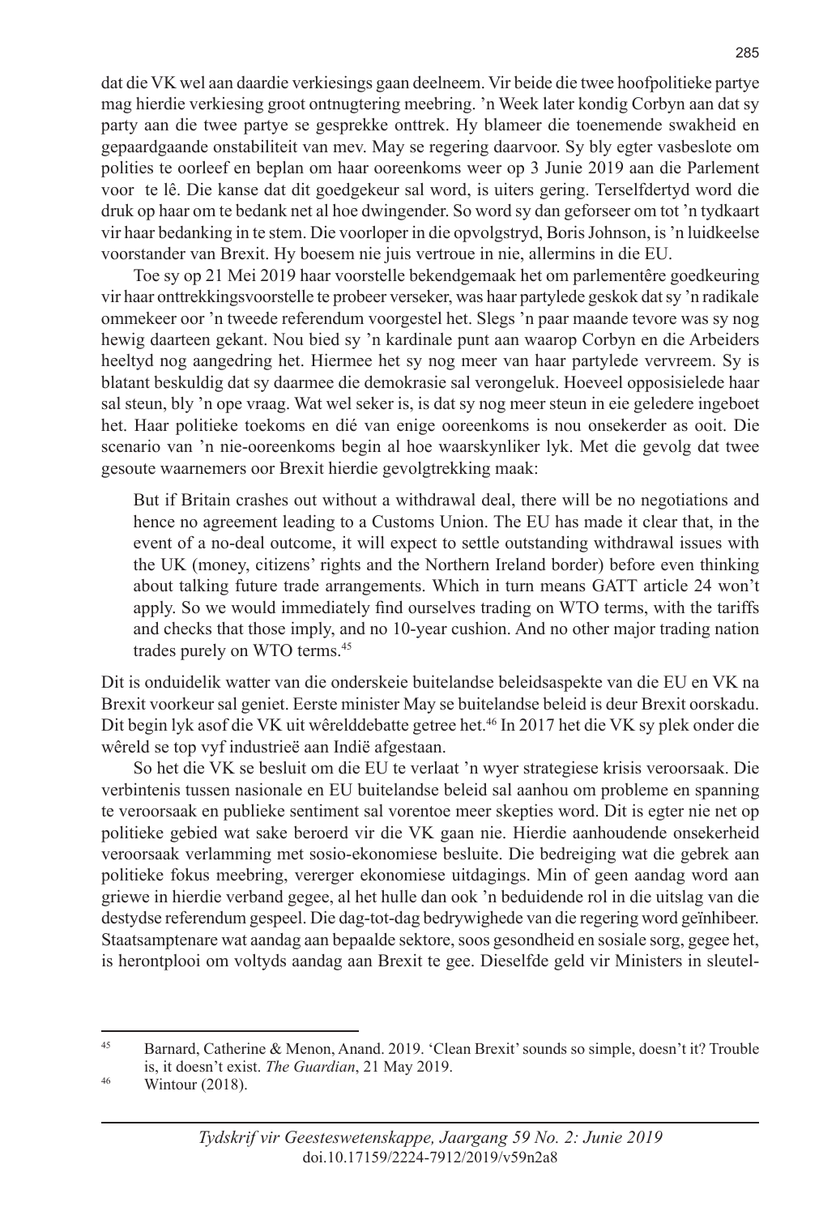dat die VK wel aan daardie verkiesings gaan deelneem. Vir beide die twee hoofpolitieke partye mag hierdie verkiesing groot ontnugtering meebring. 'n Week later kondig Corbyn aan dat sy party aan die twee partye se gesprekke onttrek. Hy blameer die toenemende swakheid en gepaardgaande onstabiliteit van mev. May se regering daarvoor. Sy bly egter vasbeslote om polities te oorleef en beplan om haar ooreenkoms weer op 3 Junie 2019 aan die Parlement voor te lê. Die kanse dat dit goedgekeur sal word, is uiters gering. Terselfdertyd word die druk op haar om te bedank net al hoe dwingender. So word sy dan geforseer om tot 'n tydkaart vir haar bedanking in te stem. Die voorloper in die opvolgstryd, Boris Johnson, is 'n luidkeelse voorstander van Brexit. Hy boesem nie juis vertroue in nie, allermins in die EU.

Toe sy op 21 Mei 2019 haar voorstelle bekendgemaak het om parlementêre goedkeuring vir haar onttrekkingsvoorstelle te probeer verseker, was haar partylede geskok dat sy 'n radikale ommekeer oor 'n tweede referendum voorgestel het. Slegs 'n paar maande tevore was sy nog hewig daarteen gekant. Nou bied sy 'n kardinale punt aan waarop Corbyn en die Arbeiders heeltyd nog aangedring het. Hiermee het sy nog meer van haar partylede vervreem. Sy is blatant beskuldig dat sy daarmee die demokrasie sal verongeluk. Hoeveel opposisielede haar sal steun, bly 'n ope vraag. Wat wel seker is, is dat sy nog meer steun in eie geledere ingeboet het. Haar politieke toekoms en dié van enige ooreenkoms is nou onsekerder as ooit. Die scenario van 'n nie-ooreenkoms begin al hoe waarskynliker lyk. Met die gevolg dat twee gesoute waarnemers oor Brexit hierdie gevolgtrekking maak:

> But if Britain crashes out without a withdrawal deal, there will be no negotiations and hence no agreement leading to a Customs Union. The EU has made it clear that, in the event of a no-deal outcome, it will expect to settle outstanding withdrawal issues with the UK (money, citizens' rights and the Northern Ireland border) before even thinking about talking future trade arrangements. Which in turn means GATT article 24 won't apply. So we would immediately find ourselves trading on WTO terms, with the tariffs and checks that those imply, and no 10-year cushion. And no other major trading nation trades purely on WTO terms.[45]

Dit is onduidelik watter van die onderskeie buitelandse beleidsaspekte van die EU en VK na Brexit voorkeur sal geniet. Eerste minister May se buitelandse beleid is deur Brexit oorskadu. Dit begin lyk asof die VK uit wêrelddebatte getree het.[46] In 2017 het die VK sy plek onder die wêreld se top vyf industrieë aan Indië afgestaan.

So het die VK se besluit om die EU te verlaat 'n wyer strategiese krisis veroorsaak. Die verbintenis tussen nasionale en EU buitelandse beleid sal aanhou om probleme en spanning te veroorsaak en publieke sentiment sal vorentoe meer skepties word. Dit is egter nie net op politieke gebied wat sake beroerd vir die VK gaan nie. Hierdie aanhoudende onsekerheid veroorsaak verlamming met sosio-ekonomiese besluite. Die bedreiging wat die gebrek aan politieke fokus meebring, vererger ekonomiese uitdagings. Min of geen aandag word aan griewe in hierdie verband gegee, al het hulle dan ook 'n beduidende rol in die uitslag van die destydse referendum gespeel. Die dag-tot-dag bedrywighede van die regering word geïnhibeer. Staatsamptenare wat aandag aan bepaalde sektore, soos gesondheid en sosiale sorg, gegee het, is herontplooi om voltyds aandag aan Brexit te gee. Dieselfde geld vir Ministers in sleutel-

---

[45] Barnard, Catherine & Menon, Anand. 2019. 'Clean Brexit' sounds so simple, doesn't it? Trouble is, it doesn't exist. *The Guardian*, 21 May 2019.

[46] Wintour (2018).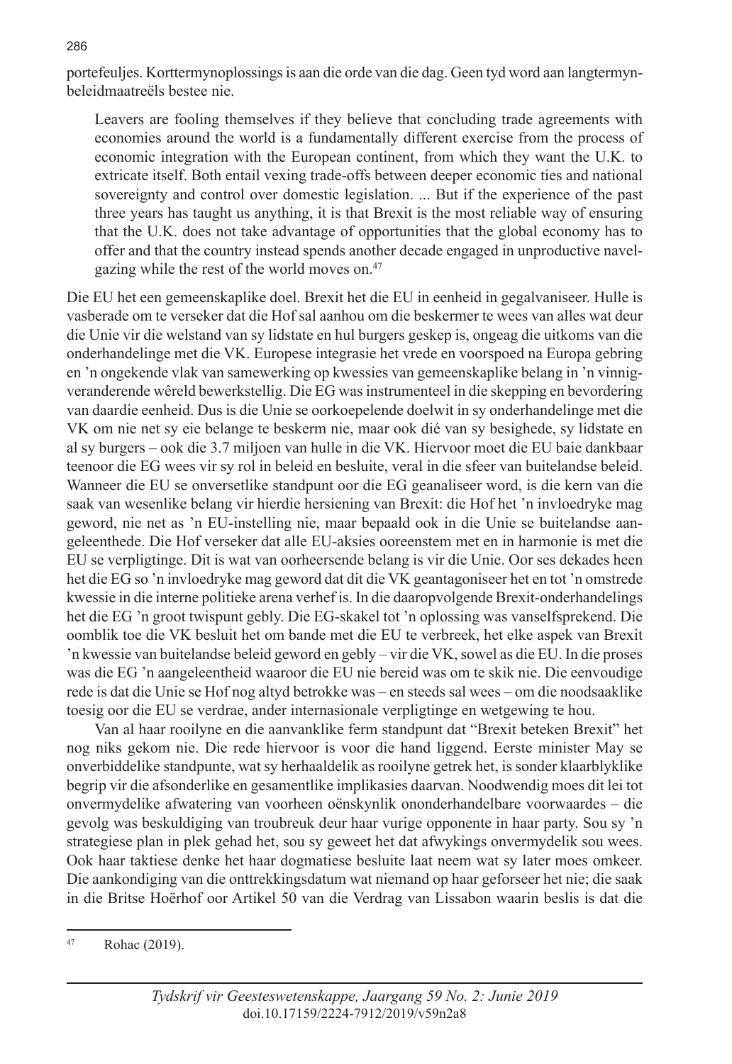portefeuljes. Korttermynoplossings is aan die orde van die dag. Geen tyd word aan langtermynbeleidmaatreëls bestee nie.

> Leavers are fooling themselves if they believe that concluding trade agreements with economies around the world is a fundamentally different exercise from the process of economic integration with the European continent, from which they want the U.K. to extricate itself. Both entail vexing trade-offs between deeper economic ties and national sovereignty and control over domestic legislation. ... But if the experience of the past three years has taught us anything, it is that Brexit is the most reliable way of ensuring that the U.K. does not take advantage of opportunities that the global economy has to offer and that the country instead spends another decade engaged in unproductive navel-gazing while the rest of the world moves on.[47]

Die EU het een gemeenskaplike doel. Brexit het die EU in eenheid in gegalvaniseer. Hulle is vasberade om te verseker dat die Hof sal aanhou om die beskermer te wees van alles wat deur die Unie vir die welstand van sy lidstate en hul burgers geskep is, ongeag die uitkoms van die onderhandelinge met die VK. Europese integrasie het vrede en voorspoed na Europa gebring en 'n ongekende vlak van samewerking op kwessies van gemeenskaplike belang in 'n vinnig-veranderende wêreld bewerkstellig. Die EG was instrumenteel in die skepping en bevordering van daardie eenheid. Dus is die Unie se oorkoepelende doelwit in sy onderhandelinge met die VK om nie net sy eie belange te beskerm nie, maar ook dié van sy besighede, sy lidstate en al sy burgers – ook die 3.7 miljoen van hulle in die VK. Hiervoor moet die EU baie dankbaar teenoor die EG wees vir sy rol in beleid en besluite, veral in die sfeer van buitelandse beleid. Wanneer die EU se onversetlike standpunt oor die EG geanaliseer word, is die kern van die saak van wesenlike belang vir hierdie hersiening van Brexit: die Hof het 'n invloedryke mag geword, nie net as 'n EU-instelling nie, maar bepaald ook in die Unie se buitelandse aangeleenthede. Die Hof verseker dat alle EU-aksies ooreenstem met en in harmonie is met die EU se verpligtinge. Dit is wat van oorheersende belang is vir die Unie. Oor ses dekades heen het die EG so 'n invloedryke mag geword dat dit die VK geantagoniseer het en tot 'n omstrede kwessie in die interne politieke arena verhef is. In die daaropvolgende Brexit-onderhandelings het die EG 'n groot twispunt gebly. Die EG-skakel tot 'n oplossing was vanselfsprekend. Die oomblik toe die VK besluit het om bande met die EU te verbreek, het elke aspek van Brexit 'n kwessie van buitelandse beleid geword en gebly – vir die VK, sowel as die EU. In die proses was die EG 'n aangeleentheid waaroor die EU nie bereid was om te skik nie. Die eenvoudige rede is dat die Unie se Hof nog altyd betrokke was – en steeds sal wees – om die noodsaaklike toesig oor die EU se verdrae, ander internasionale verpligtinge en wetgewing te hou.

Van al haar rooilyne en die aanvanklike ferm standpunt dat "Brexit beteken Brexit" het nog niks gekom nie. Die rede hiervoor is voor die hand liggend. Eerste minister May se onverbiddelike standpunte, wat sy herhaaldelik as rooilyne getrek het, is sonder klaarblyklike begrip vir die afsonderlike en gesamentlike implikasies daarvan. Noodwendig moes dit lei tot onvermydelike afwatering van voorheen oënskynlik ononderhandelbare voorwaardes – die gevolg was beskuldiging van troubreuk deur haar vurige opponente in haar party. Sou sy 'n strategiese plan in plek gehad het, sou sy geweet het dat afwykings onvermydelik sou wees. Ook haar taktiese denke het haar dogmatiese besluite laat neem wat sy later moes omkeer. Die aankondiging van die onttrekkingsdatum wat niemand op haar geforseer het nie; die saak in die Britse Hoërhof oor Artikel 50 van die Verdrag van Lissabon waarin beslis is dat die

---

[47] Rohac (2019).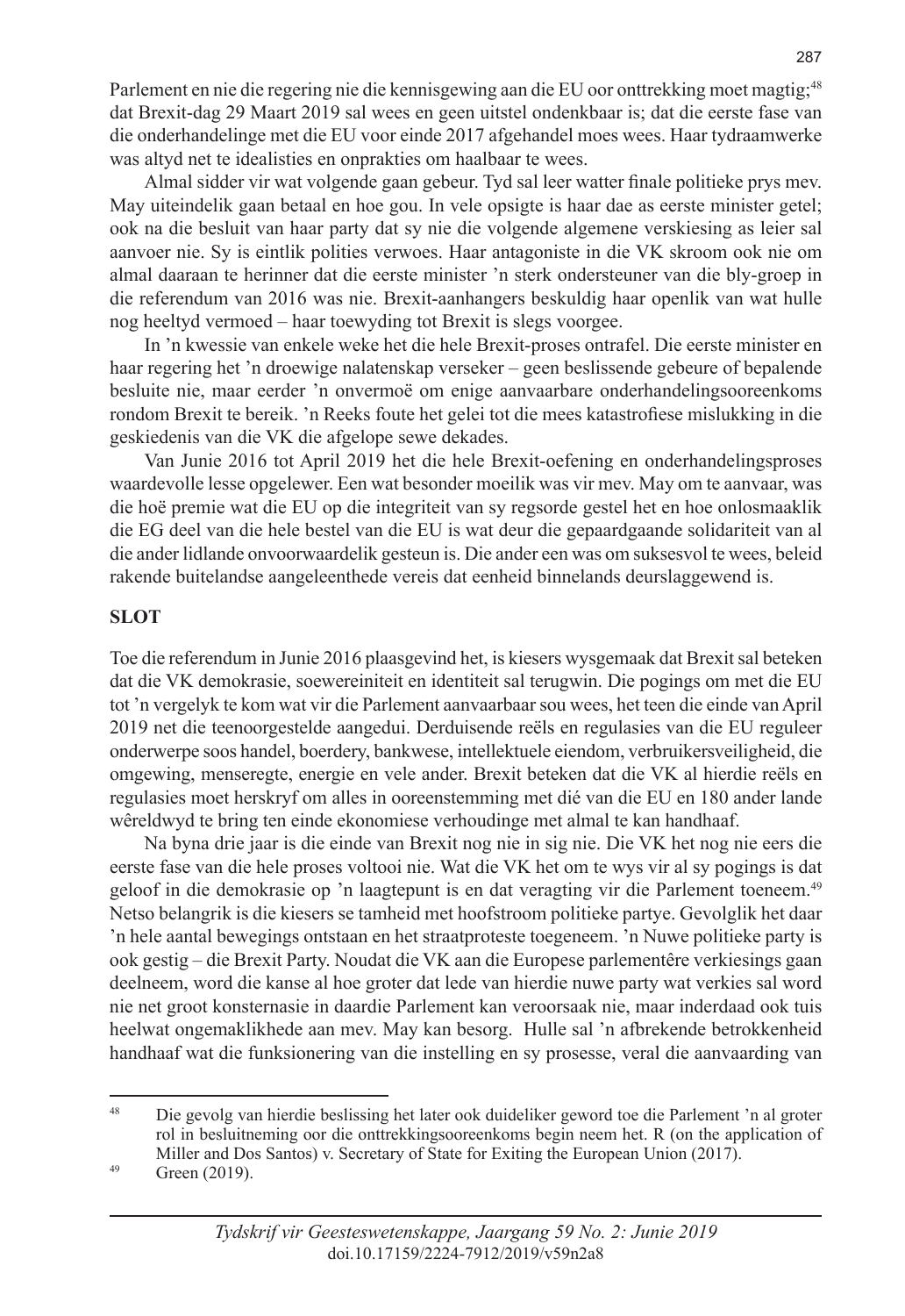Parlement en nie die regering nie die kennisgewing aan die EU oor onttrekking moet magtig;[48] dat Brexit-dag 29 Maart 2019 sal wees en geen uitstel ondenkbaar is; dat die eerste fase van die onderhandelinge met die EU voor einde 2017 afgehandel moes wees. Haar tydraamwerke was altyd net te idealisties en onprakties om haalbaar te wees.

Almal sidder vir wat volgende gaan gebeur. Tyd sal leer watter finale politieke prys mev. May uiteindelik gaan betaal en hoe gou. In vele opsigte is haar dae as eerste minister getel; ook na die besluit van haar party dat sy nie die volgende algemene verskiesing as leier sal aanvoer nie. Sy is eintlik polities verwoes. Haar antagoniste in die VK skroom ook nie om almal daaraan te herinner dat die eerste minister 'n sterk ondersteuner van die bly-groep in die referendum van 2016 was nie. Brexit-aanhangers beskuldig haar openlik van wat hulle nog heeltyd vermoed – haar toewyding tot Brexit is slegs voorgee.

In 'n kwessie van enkele weke het die hele Brexit-proses ontrafel. Die eerste minister en haar regering het 'n droewige nalatenskap verseker – geen beslissende gebeure of bepalende besluite nie, maar eerder 'n onvermoë om enige aanvaarbare onderhandelingsooreenkoms rondom Brexit te bereik. 'n Reeks foute het gelei tot die mees katastrofiese mislukking in die geskiedenis van die VK die afgelope sewe dekades.

Van Junie 2016 tot April 2019 het die hele Brexit-oefening en onderhandelingsproses waardevolle lesse opgelewer. Een wat besonder moeilik was vir mev. May om te aanvaar, was die hoë premie wat die EU op die integriteit van sy regsorde gestel het en hoe onlosmaaklik die EG deel van die hele bestel van die EU is wat deur die gepaardgaande solidariteit van al die ander lidlande onvoorwaardelik gesteun is. Die ander een was om suksesvol te wees, beleid rakende buitelandse aangeleenthede vereis dat eenheid binnelands deurslaggewend is.

## SLOT

Toe die referendum in Junie 2016 plaasgevind het, is kiesers wysgemaak dat Brexit sal beteken dat die VK demokrasie, soewereiniteit en identiteit sal terugwin. Die pogings om met die EU tot 'n vergelyk te kom wat vir die Parlement aanvaarbaar sou wees, het teen die einde van April 2019 net die teenoorgestelde aangedui. Derduisende reëls en regulasies van die EU reguleer onderwerpe soos handel, boerdery, bankwese, intellektuele eiendom, verbruikersveiligheid, die omgewing, menseregte, energie en vele ander. Brexit beteken dat die VK al hierdie reëls en regulasies moet herskryf om alles in ooreenstemming met dié van die EU en 180 ander lande wêreldwyd te bring ten einde ekonomiese verhoudinge met almal te kan handhaaf.

Na byna drie jaar is die einde van Brexit nog nie in sig nie. Die VK het nog nie eers die eerste fase van die hele proses voltooi nie. Wat die VK het om te wys vir al sy pogings is dat geloof in die demokrasie op 'n laagtepunt is en dat veragting vir die Parlement toeneem.[49] Netso belangrik is die kiesers se tamheid met hoofstroom politieke partye. Gevolglik het daar 'n hele aantal bewegings ontstaan en het straatproteste toegeneem. 'n Nuwe politieke party is ook gestig – die Brexit Party. Noudat die VK aan die Europese parlementêre verkiesings gaan deelneem, word die kanse al hoe groter dat lede van hierdie nuwe party wat verkies sal word nie net groot konsternasie in daardie Parlement kan veroorsaak nie, maar inderdaad ook tuis heelwat ongemaklikhede aan mev. May kan besorg. Hulle sal 'n afbrekende betrokkenheid handhaaf wat die funksionering van die instelling en sy prosesse, veral die aanvaarding van

---

[48] Die gevolg van hierdie beslissing het later ook duideliker geword toe die Parlement 'n al groter rol in besluitneming oor die onttrekkingsooreenkoms begin neem het. R (on the application of Miller and Dos Santos) v. Secretary of State for Exiting the European Union (2017).

[49] Green (2019).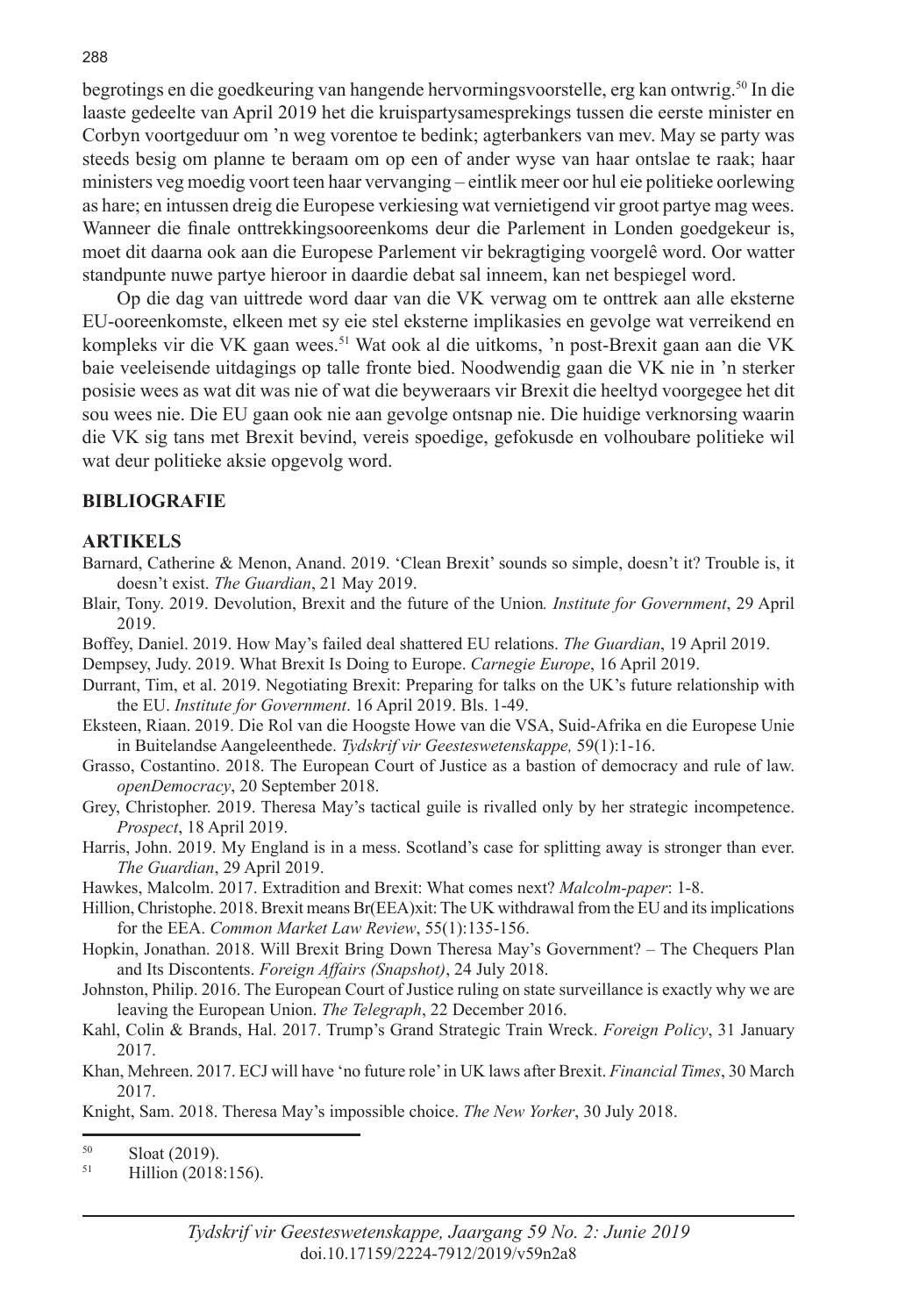begrotings en die goedkeuring van hangende hervormingsvoorstelle, erg kan ontwrig.[50] In die laaste gedeelte van April 2019 het die kruispartysamesprekings tussen die eerste minister en Corbyn voortgeduur om 'n weg vorentoe te bedink; agterbankers van mev. May se party was steeds besig om planne te beraam om op een of ander wyse van haar ontslae te raak; haar ministers veg moedig voort teen haar vervanging – eintlik meer oor hul eie politieke oorlewing as hare; en intussen dreig die Europese verkiesing wat vernietigend vir groot partye mag wees. Wanneer die finale onttrekkingsooreenkoms deur die Parlement in Londen goedgekeur is, moet dit daarna ook aan die Europese Parlement vir bekragtiging voorgelê word. Oor watter standpunte nuwe partye hieroor in daardie debat sal inneem, kan net bespiegel word.

Op die dag van uittrede word daar van die VK verwag om te onttrek aan alle eksterne EU-ooreenkomste, elkeen met sy eie stel eksterne implikasies en gevolge wat verreikend en kompleks vir die VK gaan wees.[51] Wat ook al die uitkoms, 'n post-Brexit gaan aan die VK baie veeleisende uitdagings op talle fronte bied. Noodwendig gaan die VK nie in 'n sterker posisie wees as wat dit was nie of wat die beyweraars vir Brexit die heeltyd voorgegee het dit sou wees nie. Die EU gaan ook nie aan gevolge ontsnap nie. Die huidige verknorsing waarin die VK sig tans met Brexit bevind, vereis spoedige, gefokusde en volhoubare politieke wil wat deur politieke aksie opgevolg word.

## BIBLIOGRAFIE

### ARTIKELS

Barnard, Catherine & Menon, Anand. 2019. 'Clean Brexit' sounds so simple, doesn't it? Trouble is, it doesn't exist. *The Guardian*, 21 May 2019.

Blair, Tony. 2019. Devolution, Brexit and the future of the Union*. Institute for Government*, 29 April 2019.

Boffey, Daniel. 2019. How May's failed deal shattered EU relations. *The Guardian*, 19 April 2019.

Dempsey, Judy. 2019. What Brexit Is Doing to Europe. *Carnegie Europe*, 16 April 2019.

Durrant, Tim, et al. 2019. Negotiating Brexit: Preparing for talks on the UK's future relationship with the EU. *Institute for Government*. 16 April 2019. Bls. 1-49.

Eksteen, Riaan. 2019. Die Rol van die Hoogste Howe van die VSA, Suid-Afrika en die Europese Unie in Buitelandse Aangeleenthede. *Tydskrif vir Geesteswetenskappe,* 59(1):1-16.

Grasso, Costantino. 2018. The European Court of Justice as a bastion of democracy and rule of law. *openDemocracy*, 20 September 2018.

Grey, Christopher. 2019. Theresa May's tactical guile is rivalled only by her strategic incompetence. *Prospect*, 18 April 2019.

Harris, John. 2019. My England is in a mess. Scotland's case for splitting away is stronger than ever. *The Guardian*, 29 April 2019.

Hawkes, Malcolm. 2017. Extradition and Brexit: What comes next? *Malcolm-paper*: 1-8.

Hillion, Christophe. 2018. Brexit means Br(EEA)xit: The UK withdrawal from the EU and its implications for the EEA. *Common Market Law Review*, 55(1):135-156.

Hopkin, Jonathan. 2018. Will Brexit Bring Down Theresa May's Government? – The Chequers Plan and Its Discontents. *Foreign Affairs (Snapshot)*, 24 July 2018.

Johnston, Philip. 2016. The European Court of Justice ruling on state surveillance is exactly why we are leaving the European Union. *The Telegraph*, 22 December 2016.

Kahl, Colin & Brands, Hal. 2017. Trump's Grand Strategic Train Wreck. *Foreign Policy*, 31 January 2017.

Khan, Mehreen. 2017. ECJ will have 'no future role' in UK laws after Brexit. *Financial Times*, 30 March 2017.

Knight, Sam. 2018. Theresa May's impossible choice. *The New Yorker*, 30 July 2018.

---

[50] Sloat (2019).

[51] Hillion (2018:156).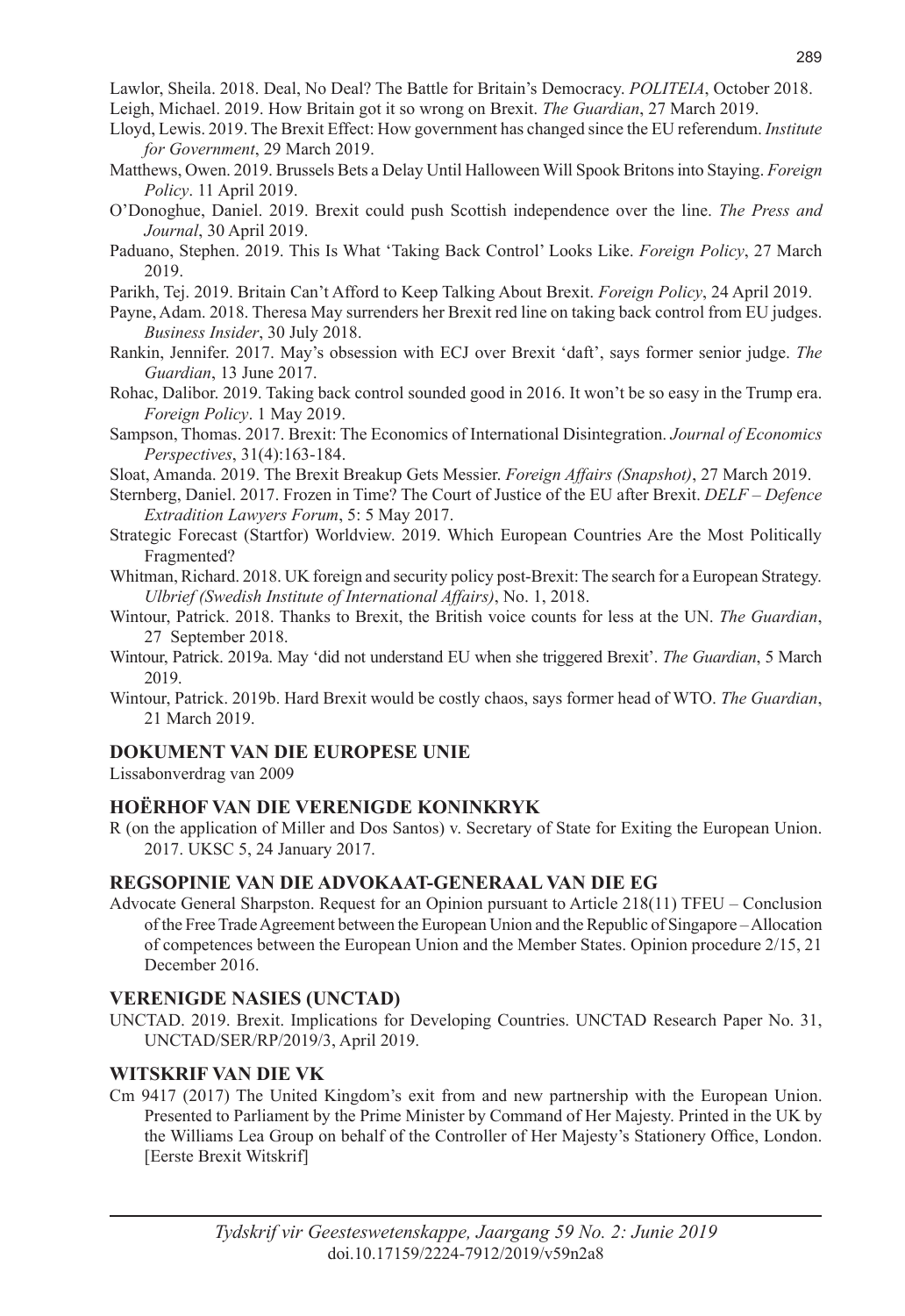Lawlor, Sheila. 2018. Deal, No Deal? The Battle for Britain's Democracy. *POLITEIA*, October 2018.

Leigh, Michael. 2019. How Britain got it so wrong on Brexit. *The Guardian*, 27 March 2019.

Lloyd, Lewis. 2019. The Brexit Effect: How government has changed since the EU referendum. *Institute for Government*, 29 March 2019.

Matthews, Owen. 2019. Brussels Bets a Delay Until Halloween Will Spook Britons into Staying. *Foreign Policy*. 11 April 2019.

O'Donoghue, Daniel. 2019. Brexit could push Scottish independence over the line. *The Press and Journal*, 30 April 2019.

Paduano, Stephen. 2019. This Is What 'Taking Back Control' Looks Like. *Foreign Policy*, 27 March 2019.

Parikh, Tej. 2019. Britain Can't Afford to Keep Talking About Brexit. *Foreign Policy*, 24 April 2019.

Payne, Adam. 2018. Theresa May surrenders her Brexit red line on taking back control from EU judges. *Business Insider*, 30 July 2018.

Rankin, Jennifer. 2017. May's obsession with ECJ over Brexit 'daft', says former senior judge. *The Guardian*, 13 June 2017.

Rohac, Dalibor. 2019. Taking back control sounded good in 2016. It won't be so easy in the Trump era. *Foreign Policy*. 1 May 2019.

Sampson, Thomas. 2017. Brexit: The Economics of International Disintegration. *Journal of Economics Perspectives*, 31(4):163-184.

Sloat, Amanda. 2019. The Brexit Breakup Gets Messier. *Foreign Affairs (Snapshot)*, 27 March 2019.

Sternberg, Daniel. 2017. Frozen in Time? The Court of Justice of the EU after Brexit. *DELF – Defence Extradition Lawyers Forum*, 5: 5 May 2017.

Strategic Forecast (Startfor) Worldview. 2019. Which European Countries Are the Most Politically Fragmented?

Whitman, Richard. 2018. UK foreign and security policy post-Brexit: The search for a European Strategy. *Ulbrief (Swedish Institute of International Affairs)*, No. 1, 2018.

Wintour, Patrick. 2018. Thanks to Brexit, the British voice counts for less at the UN. *The Guardian*, 27 September 2018.

Wintour, Patrick. 2019a. May 'did not understand EU when she triggered Brexit'. *The Guardian*, 5 March 2019.

Wintour, Patrick. 2019b. Hard Brexit would be costly chaos, says former head of WTO. *The Guardian*, 21 March 2019.

## DOKUMENT VAN DIE EUROPESE UNIE

Lissabonverdrag van 2009

## HOËRHOF VAN DIE VERENIGDE KONINKRYK

R (on the application of Miller and Dos Santos) v. Secretary of State for Exiting the European Union. 2017. UKSC 5, 24 January 2017.

## REGSOPINIE VAN DIE ADVOKAAT-GENERAAL VAN DIE EG

Advocate General Sharpston. Request for an Opinion pursuant to Article 218(11) TFEU – Conclusion of the Free Trade Agreement between the European Union and the Republic of Singapore – Allocation of competences between the European Union and the Member States. Opinion procedure 2/15, 21 December 2016.

## VERENIGDE NASIES (UNCTAD)

UNCTAD. 2019. Brexit. Implications for Developing Countries. UNCTAD Research Paper No. 31, UNCTAD/SER/RP/2019/3, April 2019.

## WITSKRIF VAN DIE VK

Cm 9417 (2017) The United Kingdom's exit from and new partnership with the European Union. Presented to Parliament by the Prime Minister by Command of Her Majesty. Printed in the UK by the Williams Lea Group on behalf of the Controller of Her Majesty's Stationery Office, London. [Eerste Brexit Witskrif]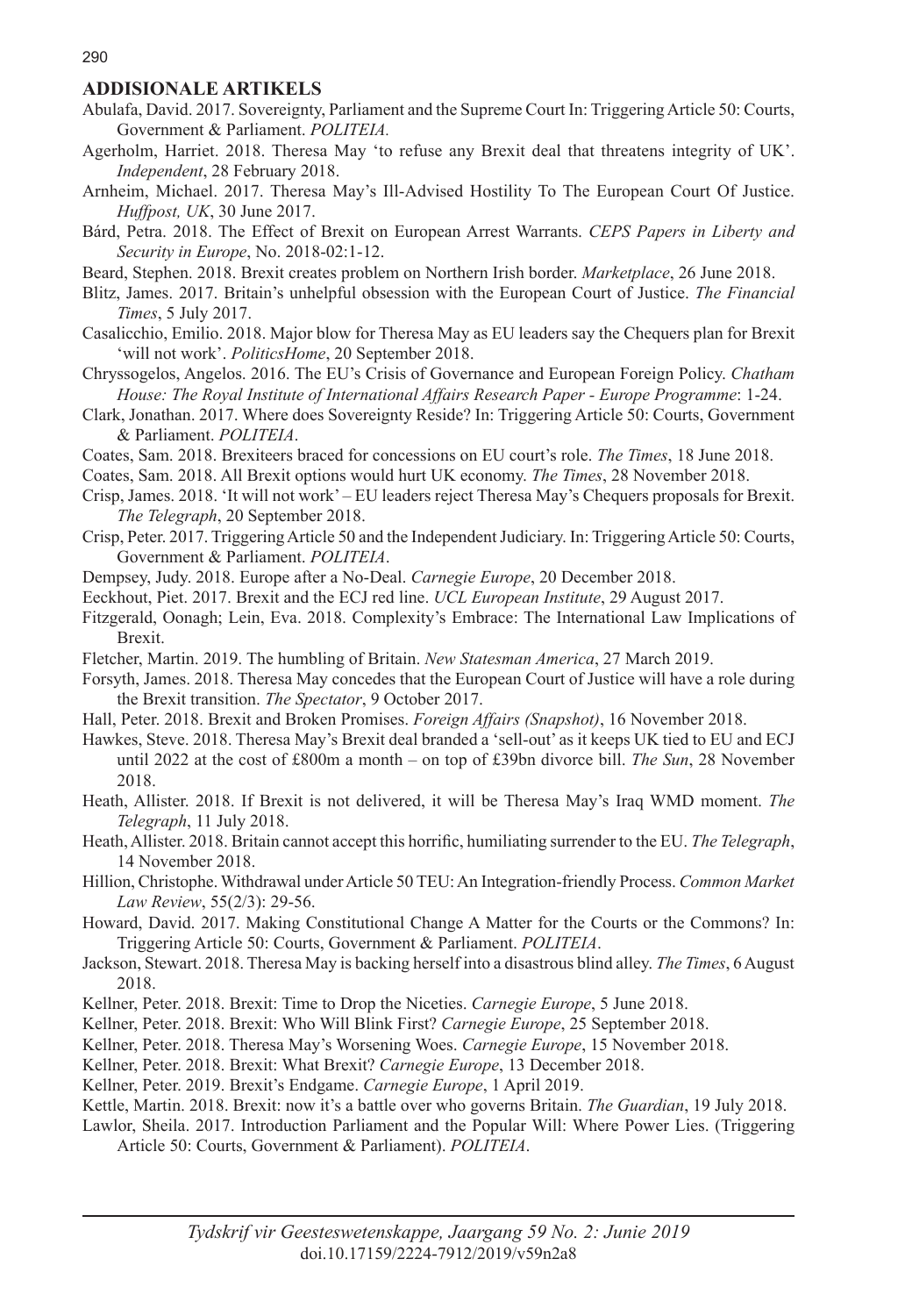## ADDISIONALE ARTIKELS

Abulafa, David. 2017. Sovereignty, Parliament and the Supreme Court In: Triggering Article 50: Courts, Government & Parliament. *POLITEIA.*

Agerholm, Harriet. 2018. Theresa May 'to refuse any Brexit deal that threatens integrity of UK'. *Independent*, 28 February 2018.

Arnheim, Michael. 2017. Theresa May's Ill-Advised Hostility To The European Court Of Justice. *Huffpost, UK*, 30 June 2017.

Bárd, Petra. 2018. The Effect of Brexit on European Arrest Warrants. *CEPS Papers in Liberty and Security in Europe*, No. 2018-02:1-12.

Beard, Stephen. 2018. Brexit creates problem on Northern Irish border. *Marketplace*, 26 June 2018.

Blitz, James. 2017. Britain's unhelpful obsession with the European Court of Justice. *The Financial Times*, 5 July 2017.

Casalicchio, Emilio. 2018. Major blow for Theresa May as EU leaders say the Chequers plan for Brexit 'will not work'. *PoliticsHome*, 20 September 2018.

Chryssogelos, Angelos. 2016. The EU's Crisis of Governance and European Foreign Policy. *Chatham House: The Royal Institute of International Affairs Research Paper - Europe Programme*: 1-24.

Clark, Jonathan. 2017. Where does Sovereignty Reside? In: Triggering Article 50: Courts, Government & Parliament. *POLITEIA*.

Coates, Sam. 2018. Brexiteers braced for concessions on EU court's role. *The Times*, 18 June 2018.

Coates, Sam. 2018. All Brexit options would hurt UK economy. *The Times*, 28 November 2018.

Crisp, James. 2018. 'It will not work' – EU leaders reject Theresa May's Chequers proposals for Brexit. *The Telegraph*, 20 September 2018.

Crisp, Peter. 2017. Triggering Article 50 and the Independent Judiciary. In: Triggering Article 50: Courts, Government & Parliament. *POLITEIA*.

Dempsey, Judy. 2018. Europe after a No-Deal. *Carnegie Europe*, 20 December 2018.

Eeckhout, Piet. 2017. Brexit and the ECJ red line. *UCL European Institute*, 29 August 2017.

Fitzgerald, Oonagh; Lein, Eva. 2018. Complexity's Embrace: The International Law Implications of Brexit.

Fletcher, Martin. 2019. The humbling of Britain. *New Statesman America*, 27 March 2019.

Forsyth, James. 2018. Theresa May concedes that the European Court of Justice will have a role during the Brexit transition. *The Spectator*, 9 October 2017.

Hall, Peter. 2018. Brexit and Broken Promises. *Foreign Affairs (Snapshot)*, 16 November 2018.

Hawkes, Steve. 2018. Theresa May's Brexit deal branded a 'sell-out' as it keeps UK tied to EU and ECJ until 2022 at the cost of £800m a month – on top of £39bn divorce bill. *The Sun*, 28 November 2018.

Heath, Allister. 2018. If Brexit is not delivered, it will be Theresa May's Iraq WMD moment. *The Telegraph*, 11 July 2018.

Heath, Allister. 2018. Britain cannot accept this horrific, humiliating surrender to the EU. *The Telegraph*, 14 November 2018.

Hillion, Christophe. Withdrawal under Article 50 TEU: An Integration-friendly Process. *Common Market Law Review*, 55(2/3): 29-56.

Howard, David. 2017. Making Constitutional Change A Matter for the Courts or the Commons? In: Triggering Article 50: Courts, Government & Parliament. *POLITEIA*.

Jackson, Stewart. 2018. Theresa May is backing herself into a disastrous blind alley. *The Times*, 6 August 2018.

Kellner, Peter. 2018. Brexit: Time to Drop the Niceties. *Carnegie Europe*, 5 June 2018.

Kellner, Peter. 2018. Brexit: Who Will Blink First? *Carnegie Europe*, 25 September 2018.

Kellner, Peter. 2018. Theresa May's Worsening Woes. *Carnegie Europe*, 15 November 2018.

Kellner, Peter. 2018. Brexit: What Brexit? *Carnegie Europe*, 13 December 2018.

Kellner, Peter. 2019. Brexit's Endgame. *Carnegie Europe*, 1 April 2019.

Kettle, Martin. 2018. Brexit: now it's a battle over who governs Britain. *The Guardian*, 19 July 2018.

Lawlor, Sheila. 2017. Introduction Parliament and the Popular Will: Where Power Lies. (Triggering Article 50: Courts, Government & Parliament). *POLITEIA*.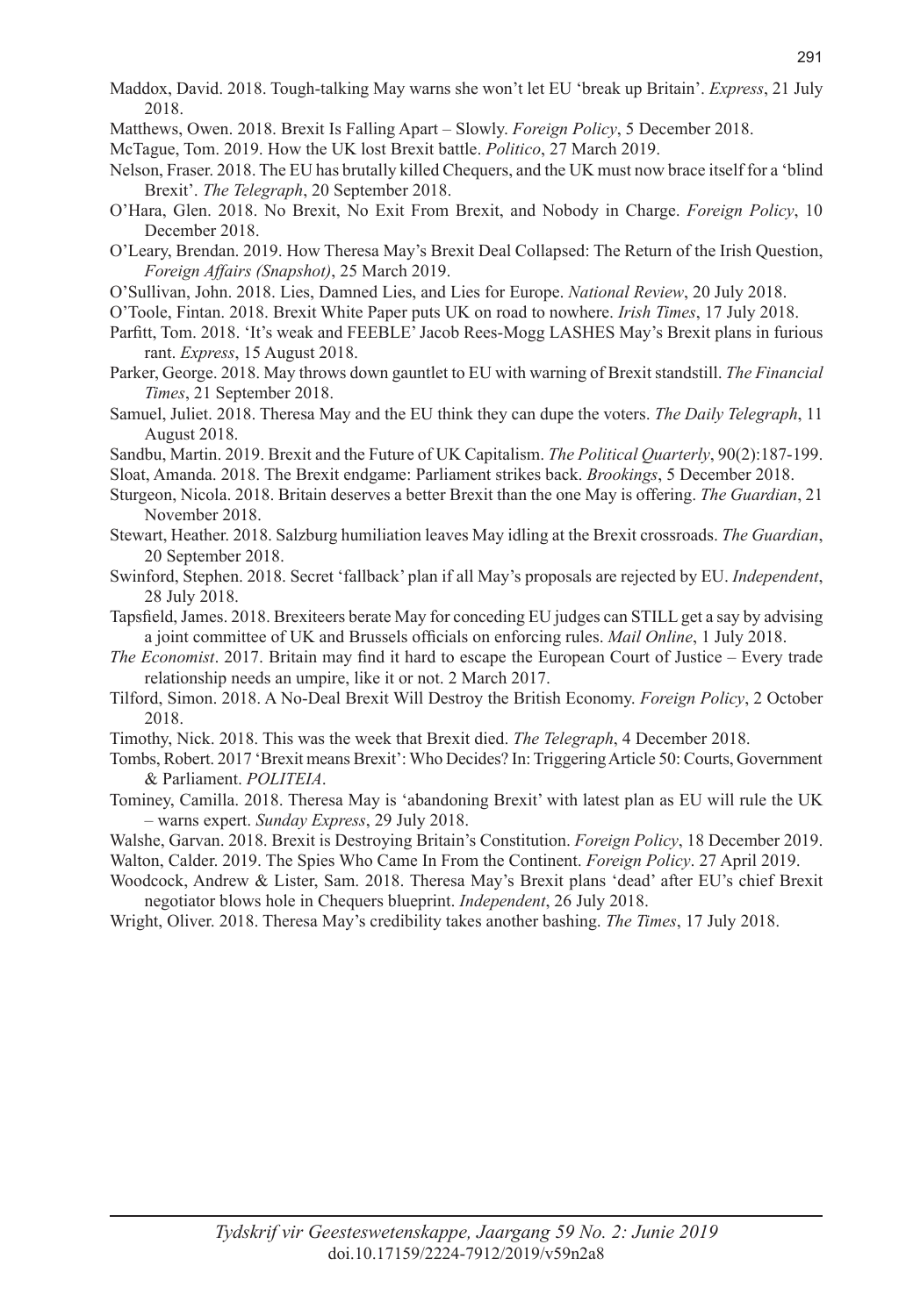Maddox, David. 2018. Tough-talking May warns she won't let EU 'break up Britain'. *Express*, 21 July 2018.

Matthews, Owen. 2018. Brexit Is Falling Apart – Slowly. *Foreign Policy*, 5 December 2018.

McTague, Tom. 2019. How the UK lost Brexit battle. *Politico*, 27 March 2019.

Nelson, Fraser. 2018. The EU has brutally killed Chequers, and the UK must now brace itself for a 'blind Brexit'. *The Telegraph*, 20 September 2018.

O'Hara, Glen. 2018. No Brexit, No Exit From Brexit, and Nobody in Charge. *Foreign Policy*, 10 December 2018.

O'Leary, Brendan. 2019. How Theresa May's Brexit Deal Collapsed: The Return of the Irish Question, *Foreign Affairs (Snapshot)*, 25 March 2019.

O'Sullivan, John. 2018. Lies, Damned Lies, and Lies for Europe. *National Review*, 20 July 2018.

O'Toole, Fintan. 2018. Brexit White Paper puts UK on road to nowhere. *Irish Times*, 17 July 2018.

Parfitt, Tom. 2018. 'It's weak and FEEBLE' Jacob Rees-Mogg LASHES May's Brexit plans in furious rant. *Express*, 15 August 2018.

Parker, George. 2018. May throws down gauntlet to EU with warning of Brexit standstill. *The Financial Times*, 21 September 2018.

Samuel, Juliet. 2018. Theresa May and the EU think they can dupe the voters. *The Daily Telegraph*, 11 August 2018.

Sandbu, Martin. 2019. Brexit and the Future of UK Capitalism. *The Political Quarterly*, 90(2):187-199.

Sloat, Amanda. 2018. The Brexit endgame: Parliament strikes back. *Brookings*, 5 December 2018.

Sturgeon, Nicola. 2018. Britain deserves a better Brexit than the one May is offering. *The Guardian*, 21 November 2018.

Stewart, Heather. 2018. Salzburg humiliation leaves May idling at the Brexit crossroads. *The Guardian*, 20 September 2018.

Swinford, Stephen. 2018. Secret 'fallback' plan if all May's proposals are rejected by EU. *Independent*, 28 July 2018.

Tapsfield, James. 2018. Brexiteers berate May for conceding EU judges can STILL get a say by advising a joint committee of UK and Brussels officials on enforcing rules. *Mail Online*, 1 July 2018.

*The Economist*. 2017. Britain may find it hard to escape the European Court of Justice – Every trade relationship needs an umpire, like it or not. 2 March 2017.

Tilford, Simon. 2018. A No-Deal Brexit Will Destroy the British Economy. *Foreign Policy*, 2 October 2018.

Timothy, Nick. 2018. This was the week that Brexit died. *The Telegraph*, 4 December 2018.

Tombs, Robert. 2017 'Brexit means Brexit': Who Decides? In: Triggering Article 50: Courts, Government & Parliament. *POLITEIA*.

Tominey, Camilla. 2018. Theresa May is 'abandoning Brexit' with latest plan as EU will rule the UK – warns expert. *Sunday Express*, 29 July 2018.

Walshe, Garvan. 2018. Brexit is Destroying Britain's Constitution. *Foreign Policy*, 18 December 2019.

Walton, Calder. 2019. The Spies Who Came In From the Continent. *Foreign Policy*. 27 April 2019.

Woodcock, Andrew & Lister, Sam. 2018. Theresa May's Brexit plans 'dead' after EU's chief Brexit negotiator blows hole in Chequers blueprint. *Independent*, 26 July 2018.

Wright, Oliver. 2018. Theresa May's credibility takes another bashing. *The Times*, 17 July 2018.